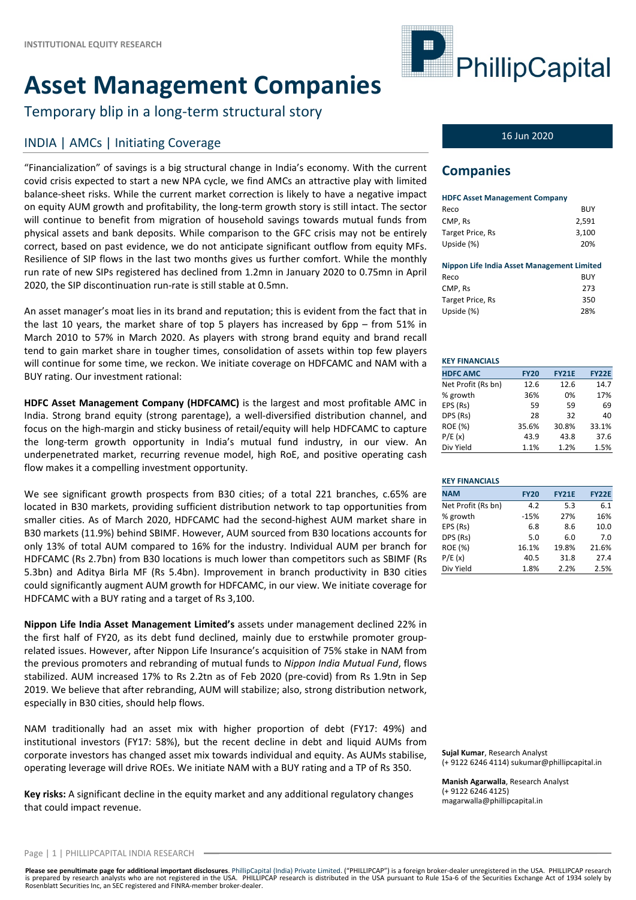INSTITUTIONAL EQUITY RESEARCH

# Asset Management Companies

Temporary blip in a long-term structural story

## INDIA | AMCs | Initiating Coverage

16 Jun 2020

"Financialization" of savings is a big structural change in India's economy. With the current covid crisis expected to start a new NPA cycle, we find AMCs an attractive play with limited balance-sheet risks. While the current market correction is likely to have a negative impact on equity AUM growth and profitability, the long-term growth story is still intact. The sector will continue to benefit from migration of household savings towards mutual funds from physical assets and bank deposits. While comparison to the GFC crisis may not be entirely correct, based on past evidence, we do not anticipate significant outflow from equity MFs. Resilience of SIP flows in the last two months gives us further comfort. While the monthly run rate of new SIPs registered has declined from 1.2mn in January 2020 to 0.75mn in April 2020, the SIP discontinuation run-rate is still stable at 0.5mn.

An asset manager's moat lies in its brand and reputation; this is evident from the fact that in the last 10 years, the market share of top 5 players has increased by 6pp – from 51% in March 2010 to 57% in March 2020. As players with strong brand equity and brand recall tend to gain market share in tougher times, consolidation of assets within top few players will continue for some time, we reckon. We initiate coverage on HDFCAMC and NAM with a BUY rating. Our investment rational:

**HDFC Asset Management Company (HDFCAMC)** is the largest and most profitable AMC in India. Strong brand equity (strong parentage), a well-diversified distribution channel, and focus on the high-margin and sticky business of retail/equity will help HDFCAMC to capture the long-term growth opportunity in India's mutual fund industry, in our view. An underpenetrated market, recurring revenue model, high RoE, and positive operating cash flow makes it a compelling investment opportunity.

We see significant growth prospects from B30 cities; of a total 221 branches, c.65% are located in B30 markets, providing sufficient distribution network to tap opportunities from smaller cities. As of March 2020, HDFCAMC had the second-highest AUM market share in B30 markets (11.9%) behind SBIMF. However, AUM sourced from B30 locations accounts for only 13% of total AUM compared to 16% for the industry. Individual AUM per branch for HDFCAMC (Rs 2.7bn) from B30 locations is much lower than competitors such as SBIMF (Rs 5.3bn) and Aditya Birla MF (Rs 5.4bn). Improvement in branch productivity in B30 cities could significantly augment AUM growth for HDFCAMC, in our view. We initiate coverage for HDFCAMC with a BUY rating and a target of Rs 3,100.

**Nippon Life India Asset Management Limited's** assets under management declined 22% in the first half of FY20, as its debt fund declined, mainly due to erstwhile promoter group-related issues. However, after Nippon Life Insurance's acquisition of 75% stake in NAM from the previous promoters and rebranding of mutual funds to *Nippon India Mutual Fund*, flows stabilized. AUM increased 17% to Rs 2.2tn as of Feb 2020 (pre-covid) from Rs 1.9tn in Sep 2019. We believe that after rebranding, AUM will stabilize; also, strong distribution network, especially in B30 cities, should help flows.

NAM traditionally had an asset mix with higher proportion of debt (FY17: 49%) and institutional investors (FY17: 58%), but the recent decline in debt and liquid AUMs from corporate investors has changed asset mix towards individual and equity. As AUMs stabilise, operating leverage will drive ROEs. We initiate NAM with a BUY rating and a TP of Rs 350.

**Key risks:** A significant decline in the equity market and any additional regulatory changes that could impact revenue.

## Companies

**HDFC Asset Management Company**

| | |
|---|---|
| Reco | BUY |
| CMP, Rs | 2,591 |
| Target Price, Rs | 3,100 |
| Upside (%) | 20% |

**Nippon Life India Asset Management Limited**

| | |
|---|---|
| Reco | BUY |
| CMP, Rs | 273 |
| Target Price, Rs | 350 |
| Upside (%) | 28% |

**KEY FINANCIALS**

| HDFC AMC | FY20 | FY21E | FY22E |
|---|---|---|---|
| Net Profit (Rs bn) | 12.6 | 12.6 | 14.7 |
| % growth | 36% | 0% | 17% |
| EPS (Rs) | 59 | 59 | 69 |
| DPS (Rs) | 28 | 32 | 40 |
| ROE (%) | 35.6% | 30.8% | 33.1% |
| P/E (x) | 43.9 | 43.8 | 37.6 |
| Div Yield | 1.1% | 1.2% | 1.5% |

**KEY FINANCIALS**

| NAM | FY20 | FY21E | FY22E |
|---|---|---|---|
| Net Profit (Rs bn) | 4.2 | 5.3 | 6.1 |
| % growth | -15% | 27% | 16% |
| EPS (Rs) | 6.8 | 8.6 | 10.0 |
| DPS (Rs) | 5.0 | 6.0 | 7.0 |
| ROE (%) | 16.1% | 19.8% | 21.6% |
| P/E (x) | 40.5 | 31.8 | 27.4 |
| Div Yield | 1.8% | 2.2% | 2.5% |

**Sujal Kumar**, Research Analyst
(+ 9122 6246 4114) sukumar@phillipcapital.in

**Manish Agarwalla**, Research Analyst
(+ 9122 6246 4125)
magarwalla@phillipcapital.in

**Please see penultimate page for additional important disclosures**. PhillipCapital (India) Private Limited. ("PHILLIPCAP") is a foreign broker-dealer unregistered in the USA. PHILLIPCAP research is prepared by research analysts who are not registered in the USA. PHILLIPCAP research is distributed in the USA pursuant to Rule 15a-6 of the Securities Exchange Act of 1934 solely by Rosenblatt Securities Inc, an SEC registered and FINRA-member broker-dealer.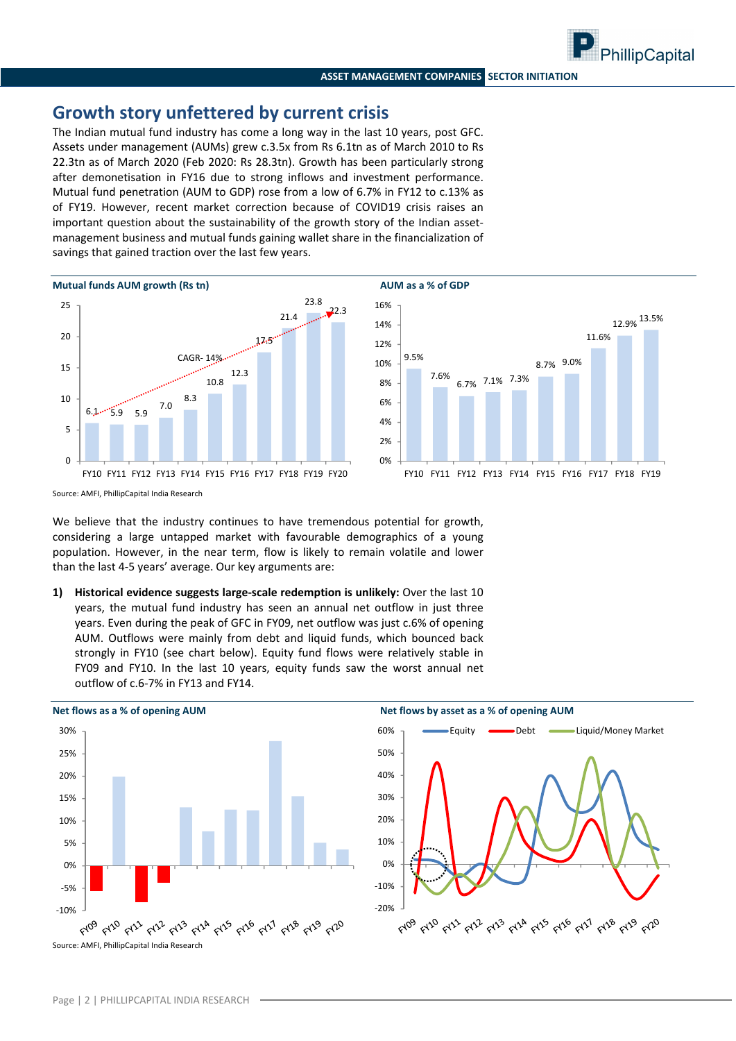## Growth story unfettered by current crisis

The Indian mutual fund industry has come a long way in the last 10 years, post GFC. Assets under management (AUMs) grew c.3.5x from Rs 6.1tn as of March 2010 to Rs 22.3tn as of March 2020 (Feb 2020: Rs 28.3tn). Growth has been particularly strong after demonetisation in FY16 due to strong inflows and investment performance. Mutual fund penetration (AUM to GDP) rose from a low of 6.7% in FY12 to c.13% as of FY19. However, recent market correction because of COVID19 crisis raises an important question about the sustainability of the growth story of the Indian asset-management business and mutual funds gaining wallet share in the financialization of savings that gained traction over the last few years.

**Mutual funds AUM growth (Rs tn)**

| FY10 | FY11 | FY12 | FY13 | FY14 | FY15 | FY16 | FY17 | FY18 | FY19 | FY20 |
|---|---|---|---|---|---|---|---|---|---|---|
| 6.1 | 5.9 | 5.9 | 7.0 | 8.3 | 10.8 | 12.3 | 17.5 | 21.4 | 23.8 | 22.3 |

CAGR- 14%

**AUM as a % of GDP**

| FY10 | FY11 | FY12 | FY13 | FY14 | FY15 | FY16 | FY17 | FY18 | FY19 |
|---|---|---|---|---|---|---|---|---|---|
| 9.5% | 7.6% | 6.7% | 7.1% | 7.3% | 8.7% | 9.0% | 11.6% | 12.9% | 13.5% |

Source: AMFI, PhillipCapital India Research

We believe that the industry continues to have tremendous potential for growth, considering a large untapped market with favourable demographics of a young population. However, in the near term, flow is likely to remain volatile and lower than the last 4-5 years' average. Our key arguments are:

1) **Historical evidence suggests large-scale redemption is unlikely:** Over the last 10 years, the mutual fund industry has seen an annual net outflow in just three years. Even during the peak of GFC in FY09, net outflow was just c.6% of opening AUM. Outflows were mainly from debt and liquid funds, which bounced back strongly in FY10 (see chart below). Equity fund flows were relatively stable in FY09 and FY10. In the last 10 years, equity funds saw the worst annual net outflow of c.6-7% in FY13 and FY14.

**Net flows as a % of opening AUM**

**Net flows by asset as a % of opening AUM** (Equity, Debt, Liquid/Money Market)

Source: AMFI, PhillipCapital India Research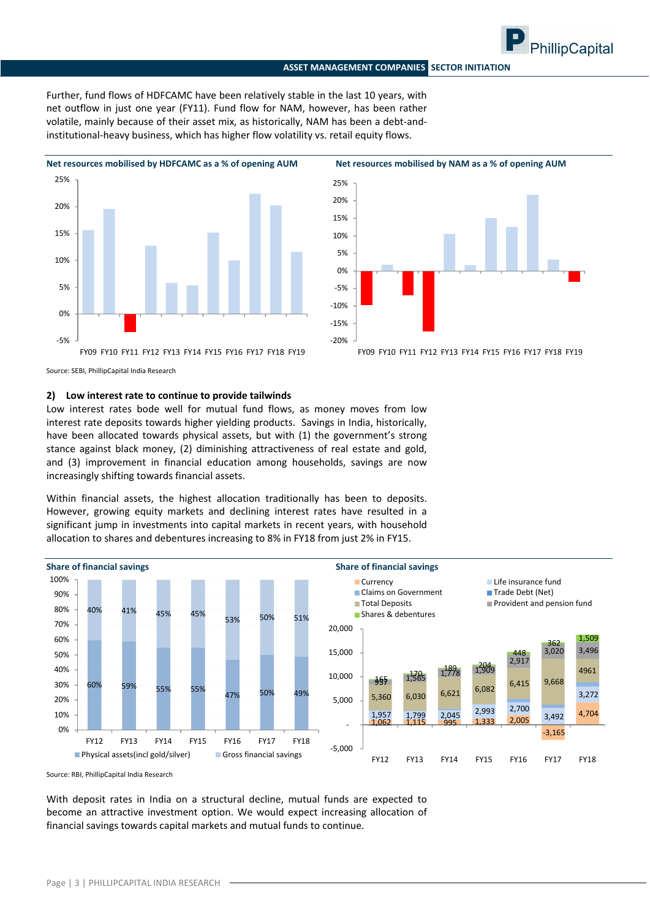Further, fund flows of HDFCAMC have been relatively stable in the last 10 years, with net outflow in just one year (FY11). Fund flow for NAM, however, has been rather volatile, mainly because of their asset mix, as historically, NAM has been a debt-and-institutional-heavy business, which has higher flow volatility vs. retail equity flows.

**Net resources mobilised by HDFCAMC as a % of opening AUM**

**Net resources mobilised by NAM as a % of opening AUM**

Source: SEBI, PhillipCapital India Research

### 2) Low interest rate to continue to provide tailwinds

Low interest rates bode well for mutual fund flows, as money moves from low interest rate deposits towards higher yielding products. Savings in India, historically, have been allocated towards physical assets, but with (1) the government's strong stance against black money, (2) diminishing attractiveness of real estate and gold, and (3) improvement in financial education among households, savings are now increasingly shifting towards financial assets.

Within financial assets, the highest allocation traditionally has been to deposits. However, growing equity markets and declining interest rates have resulted in a significant jump in investments into capital markets in recent years, with household allocation to shares and debentures increasing to 8% in FY18 from just 2% in FY15.

**Share of financial savings**

| | FY12 | FY13 | FY14 | FY15 | FY16 | FY17 | FY18 |
|---|---|---|---|---|---|---|---|
| Physical assets(incl gold/silver) | 60% | 59% | 55% | 55% | 47% | 50% | 49% |
| Gross financial savings | 40% | 41% | 45% | 45% | 53% | 50% | 51% |

**Share of financial savings**

| | FY12 | FY13 | FY14 | FY15 | FY16 | FY17 | FY18 |
|---|---|---|---|---|---|---|---|
| Currency | 1,062 | 1,115 | 995 | 1,333 | 2,005 | -3,165 | 4,704 |
| Life insurance fund | 1,957 | 1,799 | 2,045 | 2,993 | 2,700 | 3,492 | 3,272 |
| Total Deposits | 5,360 | 6,030 | 6,621 | 6,082 | 6,415 | 9,668 | 4961 |
| Provident and pension fund | 957 | 1,565 | 1,778 | 1,909 | 2,917 | 3,020 | 3,496 |
| Shares & debentures | 165 | 170 | 189 | 204 | 448 | 362 | 1,509 |

Source: RBI, PhillipCapital India Research

With deposit rates in India on a structural decline, mutual funds are expected to become an attractive investment option. We would expect increasing allocation of financial savings towards capital markets and mutual funds to continue.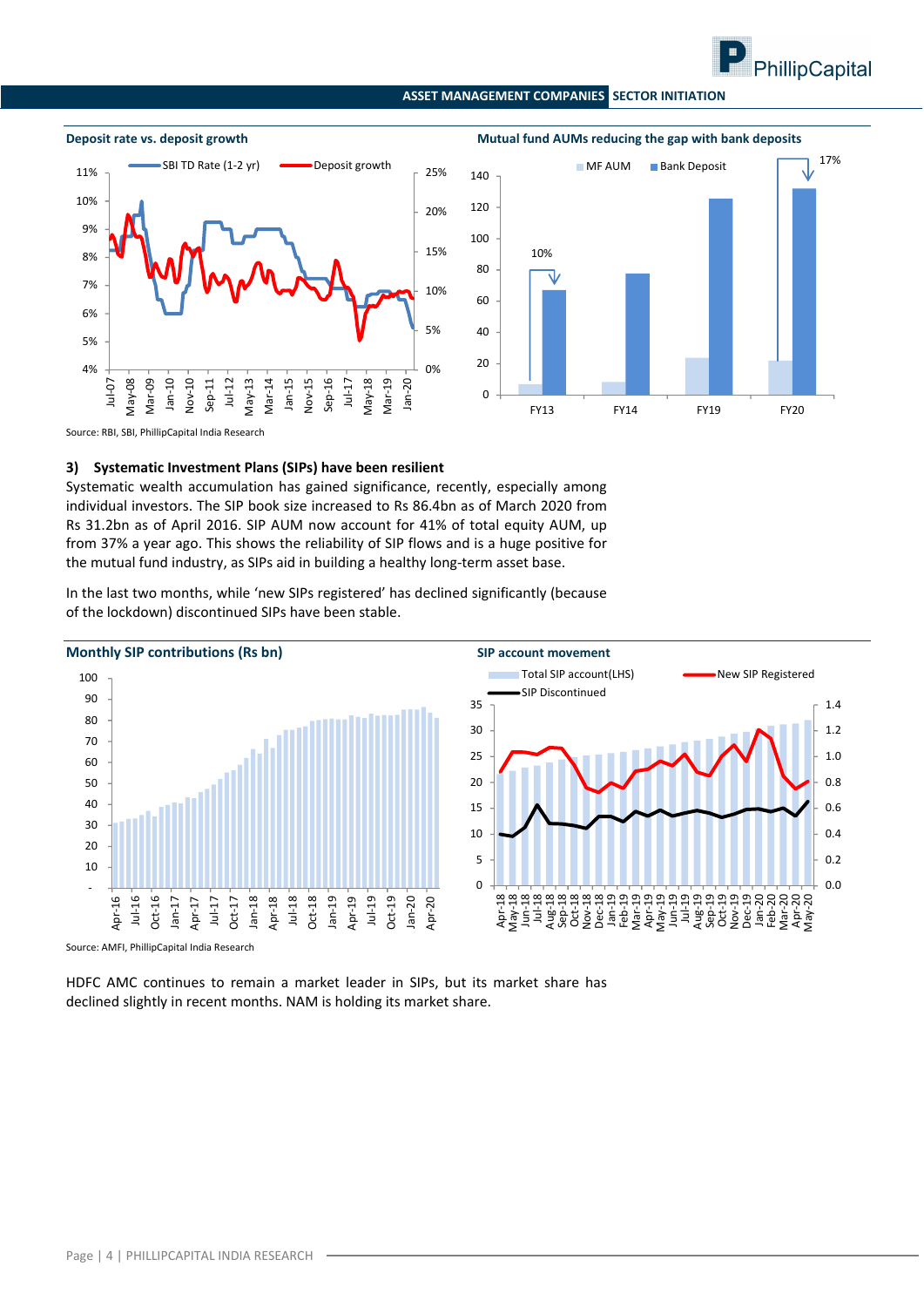**Deposit rate vs. deposit growth**

**Mutual fund AUMs reducing the gap with bank deposits**

Source: RBI, SBI, PhillipCapital India Research

### 3) Systematic Investment Plans (SIPs) have been resilient

Systematic wealth accumulation has gained significance, recently, especially among individual investors. The SIP book size increased to Rs 86.4bn as of March 2020 from Rs 31.2bn as of April 2016. SIP AUM now account for 41% of total equity AUM, up from 37% a year ago. This shows the reliability of SIP flows and is a huge positive for the mutual fund industry, as SIPs aid in building a healthy long-term asset base.

In the last two months, while 'new SIPs registered' has declined significantly (because of the lockdown) discontinued SIPs have been stable.

**Monthly SIP contributions (Rs bn)**

**SIP account movement**

Source: AMFI, PhillipCapital India Research

HDFC AMC continues to remain a market leader in SIPs, but its market share has declined slightly in recent months. NAM is holding its market share.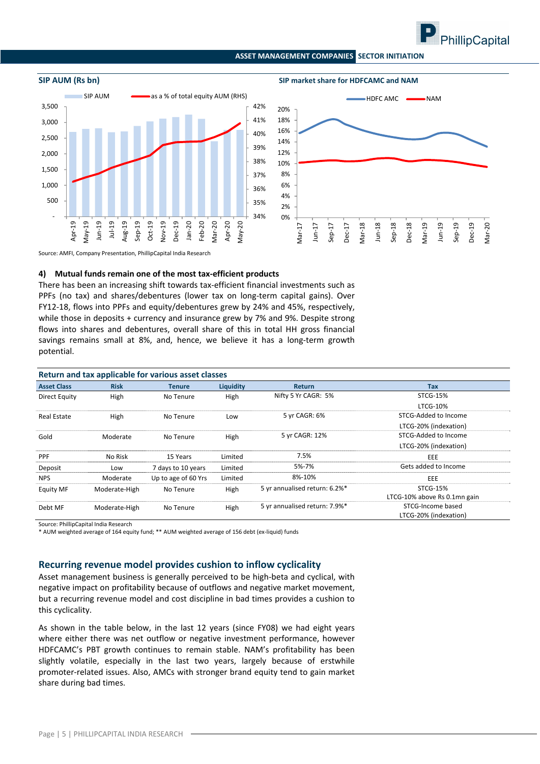**SIP AUM (Rs bn)**

**SIP market share for HDFCAMC and NAM**

Source: AMFI, Company Presentation, PhillipCapital India Research

**4) Mutual funds remain one of the most tax-efficient products**

There has been an increasing shift towards tax-efficient financial investments such as PPFs (no tax) and shares/debentures (lower tax on long-term capital gains). Over FY12-18, flows into PPFs and equity/debentures grew by 24% and 45%, respectively, while those in deposits + currency and insurance grew by 7% and 9%. Despite strong flows into shares and debentures, overall share of this in total HH gross financial savings remains small at 8%, and, hence, we believe it has a long-term growth potential.

**Return and tax applicable for various asset classes**

| Asset Class | Risk | Tenure | Liquidity | Return | Tax |
|---|---|---|---|---|---|
| Direct Equity | High | No Tenure | High | Nifty 5 Yr CAGR: 5% | STCG-15% LTCG-10% |
| Real Estate | High | No Tenure | Low | 5 yr CAGR: 6% | STCG-Added to Income LTCG-20% (indexation) |
| Gold | Moderate | No Tenure | High | 5 yr CAGR: 12% | STCG-Added to Income LTCG-20% (indexation) |
| PPF | No Risk | 15 Years | Limited | 7.5% | EEE |
| Deposit | Low | 7 days to 10 years | Limited | 5%-7% | Gets added to Income |
| NPS | Moderate | Up to age of 60 Yrs | Limited | 8%-10% | EEE |
| Equity MF | Moderate-High | No Tenure | High | 5 yr annualised return: 6.2%* | STCG-15% LTCG-10% above Rs 0.1mn gain |
| Debt MF | Moderate-High | No Tenure | High | 5 yr annualised return: 7.9%* | STCG-Income based LTCG-20% (indexation) |

Source: PhillipCapital India Research
* AUM weighted average of 164 equity fund; ** AUM weighted average of 156 debt (ex-liquid) funds

## Recurring revenue model provides cushion to inflow cyclicality

Asset management business is generally perceived to be high-beta and cyclical, with negative impact on profitability because of outflows and negative market movement, but a recurring revenue model and cost discipline in bad times provides a cushion to this cyclicality.

As shown in the table below, in the last 12 years (since FY08) we had eight years where either there was net outflow or negative investment performance, however HDFCAMC's PBT growth continues to remain stable. NAM's profitability has been slightly volatile, especially in the last two years, largely because of erstwhile promoter-related issues. Also, AMCs with stronger brand equity tend to gain market share during bad times.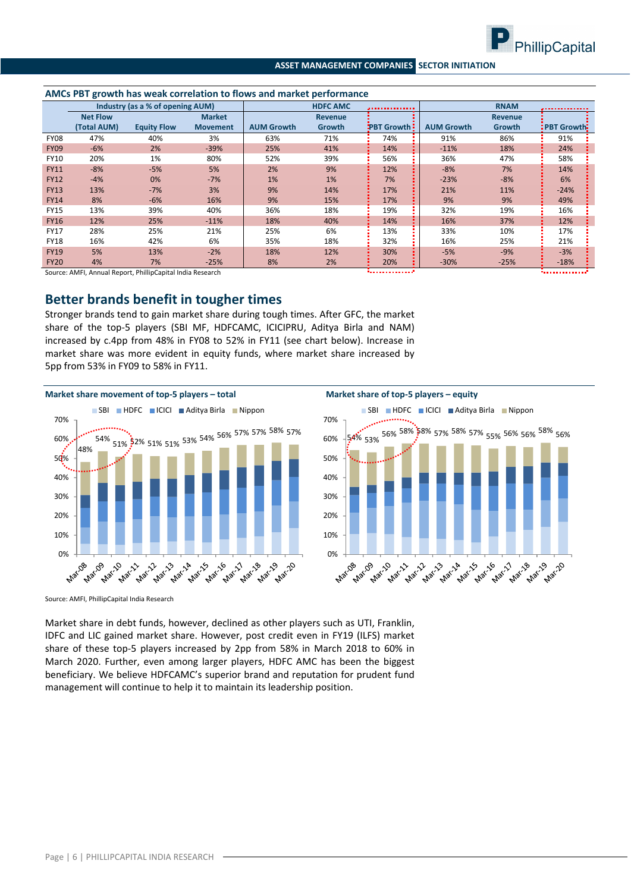**AMCs PBT growth has weak correlation to flows and market performance**

| | Industry (as a % of opening AUM) | | | HDFC AMC | | | RNAM | | |
|---|---|---|---|---|---|---|---|---|---|
| | Net Flow (Total AUM) | Equity Flow | Market Movement | AUM Growth | Revenue Growth | PBT Growth | AUM Growth | Revenue Growth | PBT Growth |
| FY08 | 47% | 40% | 3% | 63% | 71% | 74% | 91% | 86% | 91% |
| FY09 | -6% | 2% | -39% | 25% | 41% | 14% | -11% | 18% | 24% |
| FY10 | 20% | 1% | 80% | 52% | 39% | 56% | 36% | 47% | 58% |
| FY11 | -8% | -5% | 5% | 2% | 9% | 12% | -8% | 7% | 14% |
| FY12 | -4% | 0% | -7% | 1% | 1% | 7% | -23% | -8% | 6% |
| FY13 | 13% | -7% | 3% | 9% | 14% | 17% | 21% | 11% | -24% |
| FY14 | 8% | -6% | 16% | 9% | 15% | 17% | 9% | 9% | 49% |
| FY15 | 13% | 39% | 40% | 36% | 18% | 19% | 32% | 19% | 16% |
| FY16 | 12% | 25% | -11% | 18% | 40% | 14% | 16% | 37% | 12% |
| FY17 | 28% | 25% | 21% | 25% | 6% | 13% | 33% | 10% | 17% |
| FY18 | 16% | 42% | 6% | 35% | 18% | 32% | 16% | 25% | 21% |
| FY19 | 5% | 13% | -2% | 18% | 12% | 30% | -5% | -9% | -3% |
| FY20 | 4% | 7% | -25% | 8% | 2% | 20% | -30% | -25% | -18% |

Source: AMFI, Annual Report, PhillipCapital India Research

## Better brands benefit in tougher times

Stronger brands tend to gain market share during tough times. After GFC, the market share of the top-5 players (SBI MF, HDFCAMC, ICICIPRU, Aditya Birla and NAM) increased by c.4pp from 48% in FY08 to 52% in FY11 (see chart below). Increase in market share was more evident in equity funds, where market share increased by 5pp from 53% in FY09 to 58% in FY11.

**Market share movement of top-5 players – total**

**Market share of top-5 players – equity**

Source: AMFI, PhillipCapital India Research

Market share in debt funds, however, declined as other players such as UTI, Franklin, IDFC and LIC gained market share. However, post credit even in FY19 (ILFS) market share of these top-5 players increased by 2pp from 58% in March 2018 to 60% in March 2020. Further, even among larger players, HDFC AMC has been the biggest beneficiary. We believe HDFCAMC's superior brand and reputation for prudent fund management will continue to help it to maintain its leadership position.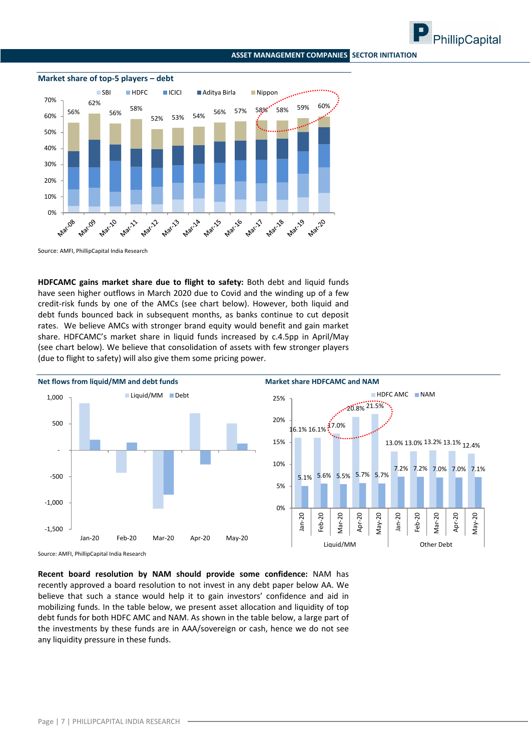### Market share of top-5 players – debt

Source: AMFI, PhillipCapital India Research

**HDFCAMC gains market share due to flight to safety:** Both debt and liquid funds have seen higher outflows in March 2020 due to Covid and the winding up of a few credit-risk funds by one of the AMCs (see chart below). However, both liquid and debt funds bounced back in subsequent months, as banks continue to cut deposit rates. We believe AMCs with stronger brand equity would benefit and gain market share. HDFCAMC's market share in liquid funds increased by c.4.5pp in April/May (see chart below). We believe that consolidation of assets with few stronger players (due to flight to safety) will also give them some pricing power.

### Net flows from liquid/MM and debt funds

### Market share HDFCAMC and NAM

Source: AMFI, PhillipCapital India Research

**Recent board resolution by NAM should provide some confidence:** NAM has recently approved a board resolution to not invest in any debt paper below AA. We believe that such a stance would help it to gain investors' confidence and aid in mobilizing funds. In the table below, we present asset allocation and liquidity of top debt funds for both HDFC AMC and NAM. As shown in the table below, a large part of the investments by these funds are in AAA/sovereign or cash, hence we do not see any liquidity pressure in these funds.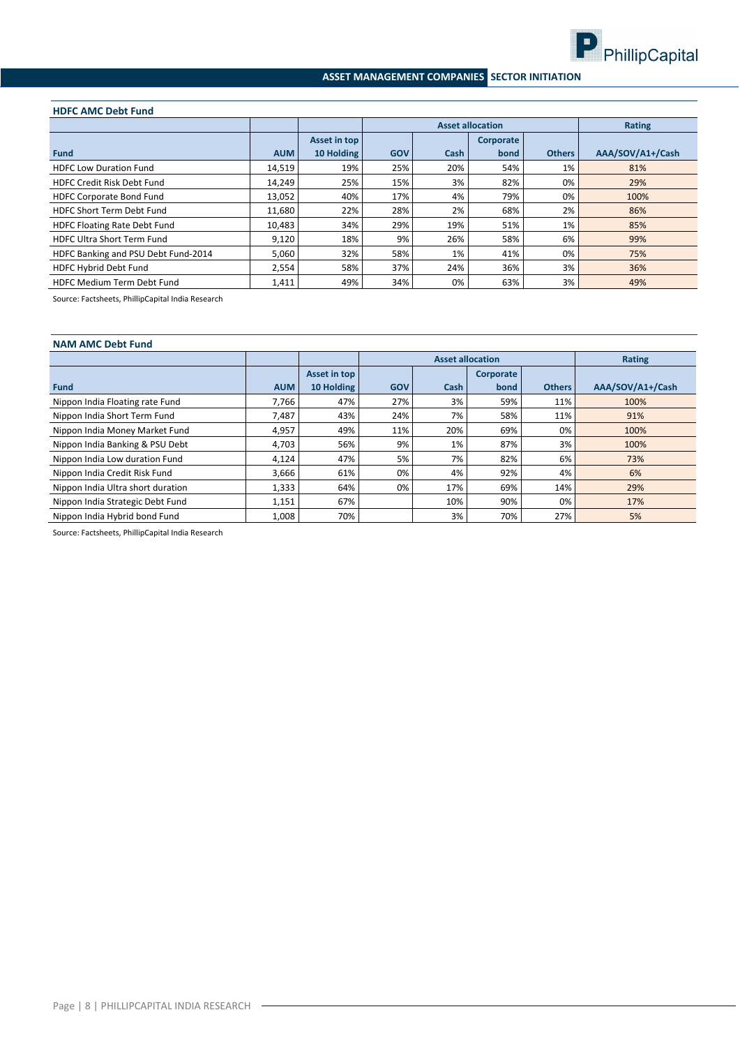### HDFC AMC Debt Fund

| | | | Asset allocation | | | | Rating |
|---|---|---|---|---|---|---|---|
| Fund | AUM | Asset in top 10 Holding | GOV | Cash | Corporate bond | Others | AAA/SOV/A1+/Cash |
| HDFC Low Duration Fund | 14,519 | 19% | 25% | 20% | 54% | 1% | 81% |
| HDFC Credit Risk Debt Fund | 14,249 | 25% | 15% | 3% | 82% | 0% | 29% |
| HDFC Corporate Bond Fund | 13,052 | 40% | 17% | 4% | 79% | 0% | 100% |
| HDFC Short Term Debt Fund | 11,680 | 22% | 28% | 2% | 68% | 2% | 86% |
| HDFC Floating Rate Debt Fund | 10,483 | 34% | 29% | 19% | 51% | 1% | 85% |
| HDFC Ultra Short Term Fund | 9,120 | 18% | 9% | 26% | 58% | 6% | 99% |
| HDFC Banking and PSU Debt Fund-2014 | 5,060 | 32% | 58% | 1% | 41% | 0% | 75% |
| HDFC Hybrid Debt Fund | 2,554 | 58% | 37% | 24% | 36% | 3% | 36% |
| HDFC Medium Term Debt Fund | 1,411 | 49% | 34% | 0% | 63% | 3% | 49% |

Source: Factsheets, PhillipCapital India Research

### NAM AMC Debt Fund

| | | | Asset allocation | | | | Rating |
|---|---|---|---|---|---|---|---|
| Fund | AUM | Asset in top 10 Holding | GOV | Cash | Corporate bond | Others | AAA/SOV/A1+/Cash |
| Nippon India Floating rate Fund | 7,766 | 47% | 27% | 3% | 59% | 11% | 100% |
| Nippon India Short Term Fund | 7,487 | 43% | 24% | 7% | 58% | 11% | 91% |
| Nippon India Money Market Fund | 4,957 | 49% | 11% | 20% | 69% | 0% | 100% |
| Nippon India Banking & PSU Debt | 4,703 | 56% | 9% | 1% | 87% | 3% | 100% |
| Nippon India Low duration Fund | 4,124 | 47% | 5% | 7% | 82% | 6% | 73% |
| Nippon India Credit Risk Fund | 3,666 | 61% | 0% | 4% | 92% | 4% | 6% |
| Nippon India Ultra short duration | 1,333 | 64% | 0% | 17% | 69% | 14% | 29% |
| Nippon India Strategic Debt Fund | 1,151 | 67% | | 10% | 90% | 0% | 17% |
| Nippon India Hybrid bond Fund | 1,008 | 70% | | 3% | 70% | 27% | 5% |

Source: Factsheets, PhillipCapital India Research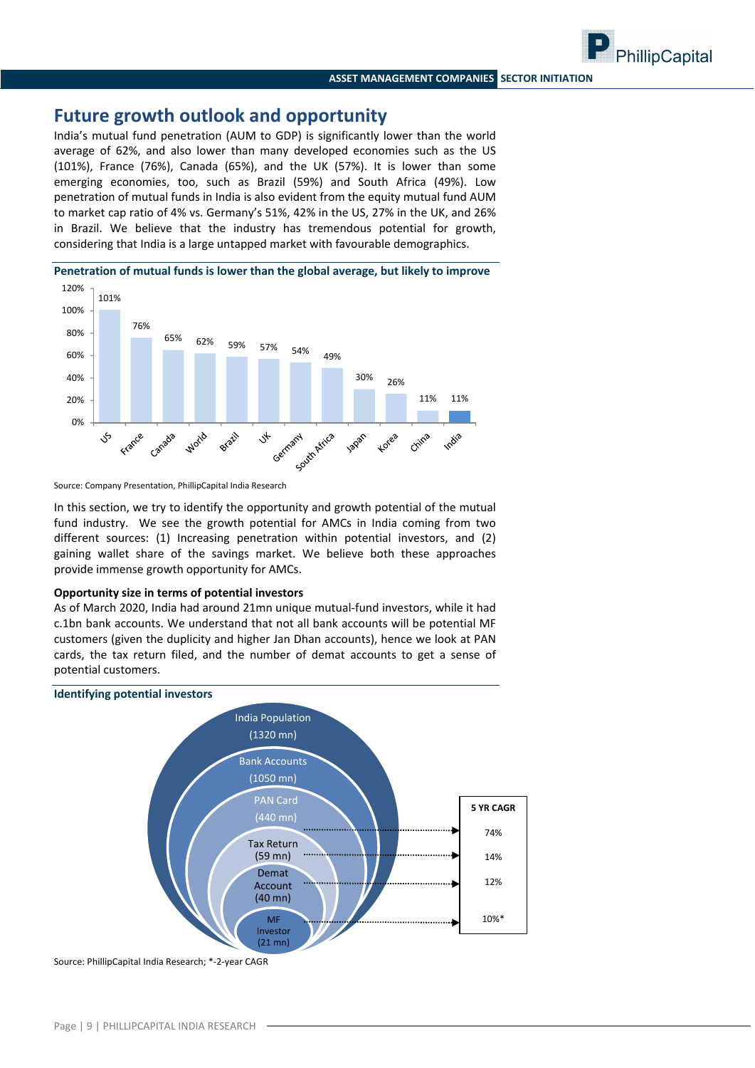## Future growth outlook and opportunity

India's mutual fund penetration (AUM to GDP) is significantly lower than the world average of 62%, and also lower than many developed economies such as the US (101%), France (76%), Canada (65%), and the UK (57%). It is lower than some emerging economies, too, such as Brazil (59%) and South Africa (49%). Low penetration of mutual funds in India is also evident from the equity mutual fund AUM to market cap ratio of 4% vs. Germany's 51%, 42% in the US, 27% in the UK, and 26% in Brazil. We believe that the industry has tremendous potential for growth, considering that India is a large untapped market with favourable demographics.

**Penetration of mutual funds is lower than the global average, but likely to improve**

| Country | Penetration |
|---|---|
| US | 101% |
| France | 76% |
| Canada | 65% |
| World | 62% |
| Brazil | 59% |
| UK | 57% |
| Germany | 54% |
| South Africa | 49% |
| Japan | 30% |
| Korea | 26% |
| China | 11% |
| India | 11% |

Source: Company Presentation, PhillipCapital India Research

In this section, we try to identify the opportunity and growth potential of the mutual fund industry. We see the growth potential for AMCs in India coming from two different sources: (1) Increasing penetration within potential investors, and (2) gaining wallet share of the savings market. We believe both these approaches provide immense growth opportunity for AMCs.

**Opportunity size in terms of potential investors**

As of March 2020, India had around 21mn unique mutual-fund investors, while it had c.1bn bank accounts. We understand that not all bank accounts will be potential MF customers (given the duplicity and higher Jan Dhan accounts), hence we look at PAN cards, the tax return filed, and the number of demat accounts to get a sense of potential customers.

**Identifying potential investors**

| Category | Size | 5 YR CAGR |
|---|---|---|
| India Population | 1320 mn | |
| Bank Accounts | 1050 mn | |
| PAN Card | 440 mn | 74% |
| Tax Return | 59 mn | 14% |
| Demat Account | 40 mn | 12% |
| MF Investor | 21 mn | 10%* |

Source: PhillipCapital India Research; *-2-year CAGR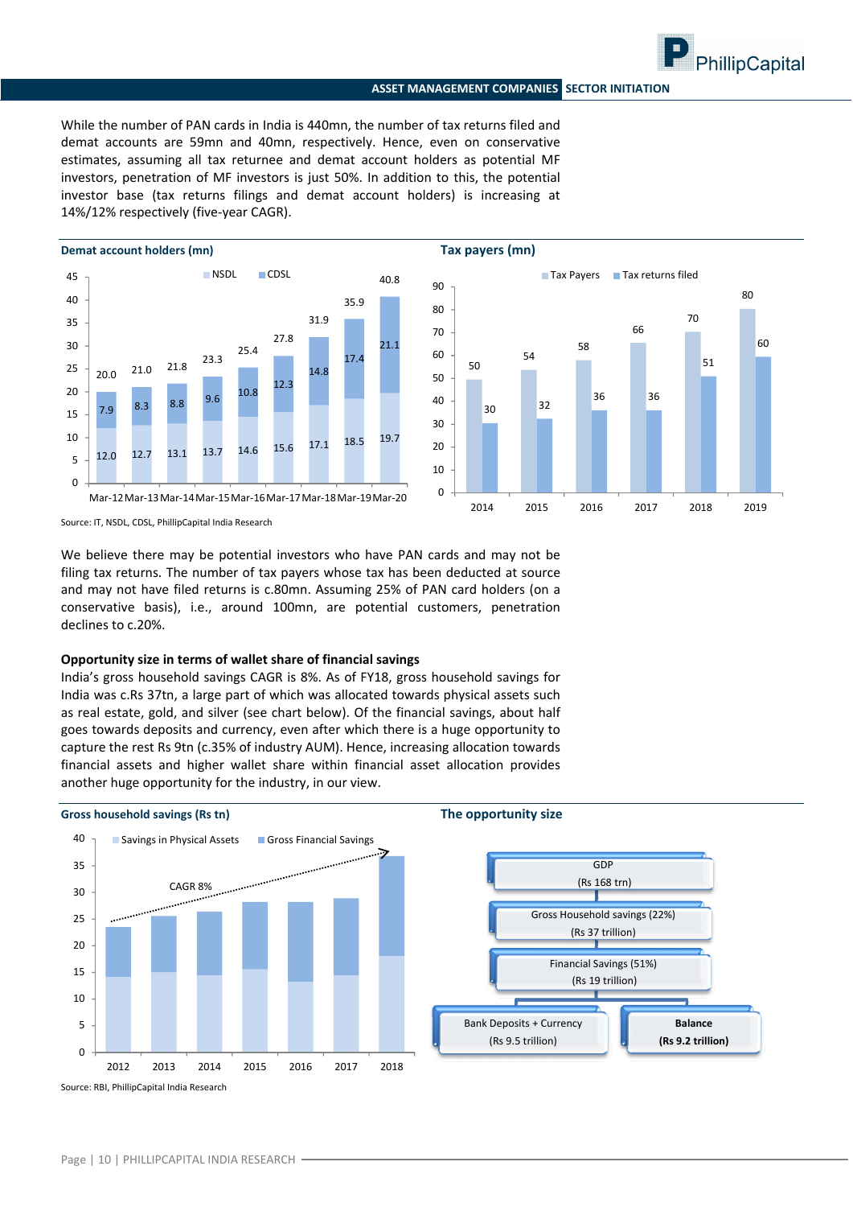While the number of PAN cards in India is 440mn, the number of tax returns filed and demat accounts are 59mn and 40mn, respectively. Hence, even on conservative estimates, assuming all tax returnee and demat account holders as potential MF investors, penetration of MF investors is just 50%. In addition to this, the potential investor base (tax returns filings and demat account holders) is increasing at 14%/12% respectively (five-year CAGR).

**Demat account holders (mn)**

| | Mar-12 | Mar-13 | Mar-14 | Mar-15 | Mar-16 | Mar-17 | Mar-18 | Mar-19 | Mar-20 |
|---|---|---|---|---|---|---|---|---|---|
| NSDL | 12.0 | 12.7 | 13.1 | 13.7 | 14.6 | 15.6 | 17.1 | 18.5 | 19.7 |
| CDSL | 7.9 | 8.3 | 8.8 | 9.6 | 10.8 | 12.3 | 14.8 | 17.4 | 21.1 |
| Total | 20.0 | 21.0 | 21.8 | 23.3 | 25.4 | 27.8 | 31.9 | 35.9 | 40.8 |

**Tax payers (mn)**

| | 2014 | 2015 | 2016 | 2017 | 2018 | 2019 |
|---|---|---|---|---|---|---|
| Tax Payers | 50 | 54 | 58 | 66 | 70 | 80 |
| Tax returns filed | 30 | 32 | 36 | 36 | 51 | 60 |

Source: IT, NSDL, CDSL, PhillipCapital India Research

We believe there may be potential investors who have PAN cards and may not be filing tax returns. The number of tax payers whose tax has been deducted at source and may not have filed returns is c.80mn. Assuming 25% of PAN card holders (on a conservative basis), i.e., around 100mn, are potential customers, penetration declines to c.20%.

**Opportunity size in terms of wallet share of financial savings**

India's gross household savings CAGR is 8%. As of FY18, gross household savings for India was c.Rs 37tn, a large part of which was allocated towards physical assets such as real estate, gold, and silver (see chart below). Of the financial savings, about half goes towards deposits and currency, even after which there is a huge opportunity to capture the rest Rs 9tn (c.35% of industry AUM). Hence, increasing allocation towards financial assets and higher wallet share within financial asset allocation provides another huge opportunity for the industry, in our view.

**Gross household savings (Rs tn)**

Legend: Savings in Physical Assets; Gross Financial Savings. CAGR 8%. Years: 2012, 2013, 2014, 2015, 2016, 2017, 2018.

**The opportunity size**

- GDP (Rs 168 trn)
  - Gross Household savings (22%) (Rs 37 trillion)
    - Financial Savings (51%) (Rs 19 trillion)
      - Bank Deposits + Currency (Rs 9.5 trillion)
      - **Balance (Rs 9.2 trillion)**

Source: RBI, PhillipCapital India Research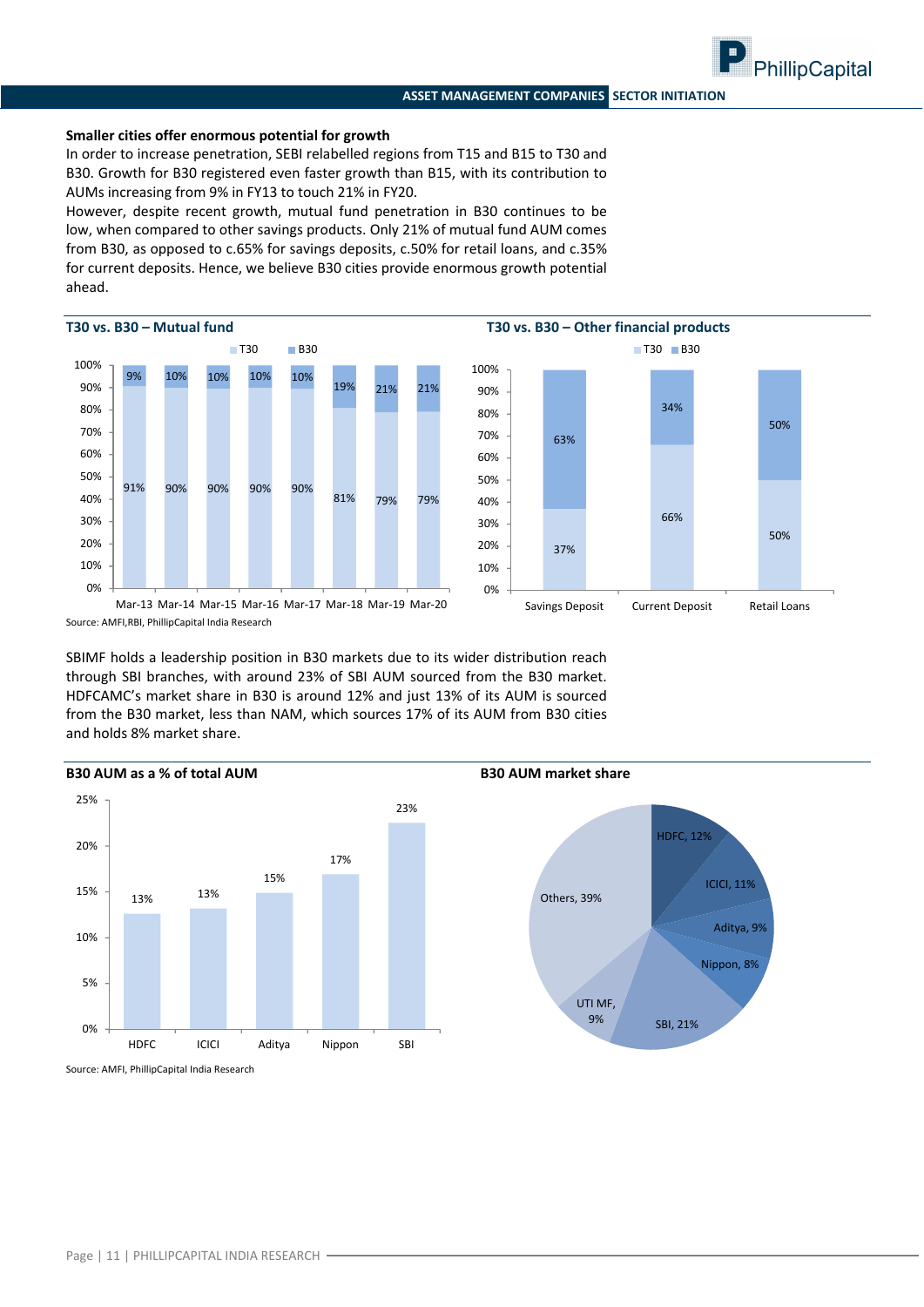**Smaller cities offer enormous potential for growth**

In order to increase penetration, SEBI relabelled regions from T15 and B15 to T30 and B30. Growth for B30 registered even faster growth than B15, with its contribution to AUMs increasing from 9% in FY13 to touch 21% in FY20.

However, despite recent growth, mutual fund penetration in B30 continues to be low, when compared to other savings products. Only 21% of mutual fund AUM comes from B30, as opposed to c.65% for savings deposits, c.50% for retail loans, and c.35% for current deposits. Hence, we believe B30 cities provide enormous growth potential ahead.

**T30 vs. B30 – Mutual fund**

| | Mar-13 | Mar-14 | Mar-15 | Mar-16 | Mar-17 | Mar-18 | Mar-19 | Mar-20 |
|---|---|---|---|---|---|---|---|---|
| T30 | 91% | 90% | 90% | 90% | 90% | 81% | 79% | 79% |
| B30 | 9% | 10% | 10% | 10% | 10% | 19% | 21% | 21% |

**T30 vs. B30 – Other financial products**

| | Savings Deposit | Current Deposit | Retail Loans |
|---|---|---|---|
| T30 | 37% | 66% | 50% |
| B30 | 63% | 34% | 50% |

Source: AMFI,RBI, PhillipCapital India Research

SBIMF holds a leadership position in B30 markets due to its wider distribution reach through SBI branches, with around 23% of SBI AUM sourced from the B30 market. HDFCAMC's market share in B30 is around 12% and just 13% of its AUM is sourced from the B30 market, less than NAM, which sources 17% of its AUM from B30 cities and holds 8% market share.

**B30 AUM as a % of total AUM**

| HDFC | ICICI | Aditya | Nippon | SBI |
|---|---|---|---|---|
| 13% | 13% | 15% | 17% | 23% |

**B30 AUM market share**

| AMC | Share |
|---|---|
| HDFC | 12% |
| ICICI | 11% |
| Aditya | 9% |
| Nippon | 8% |
| SBI | 21% |
| UTI MF | 9% |
| Others | 39% |

Source: AMFI, PhillipCapital India Research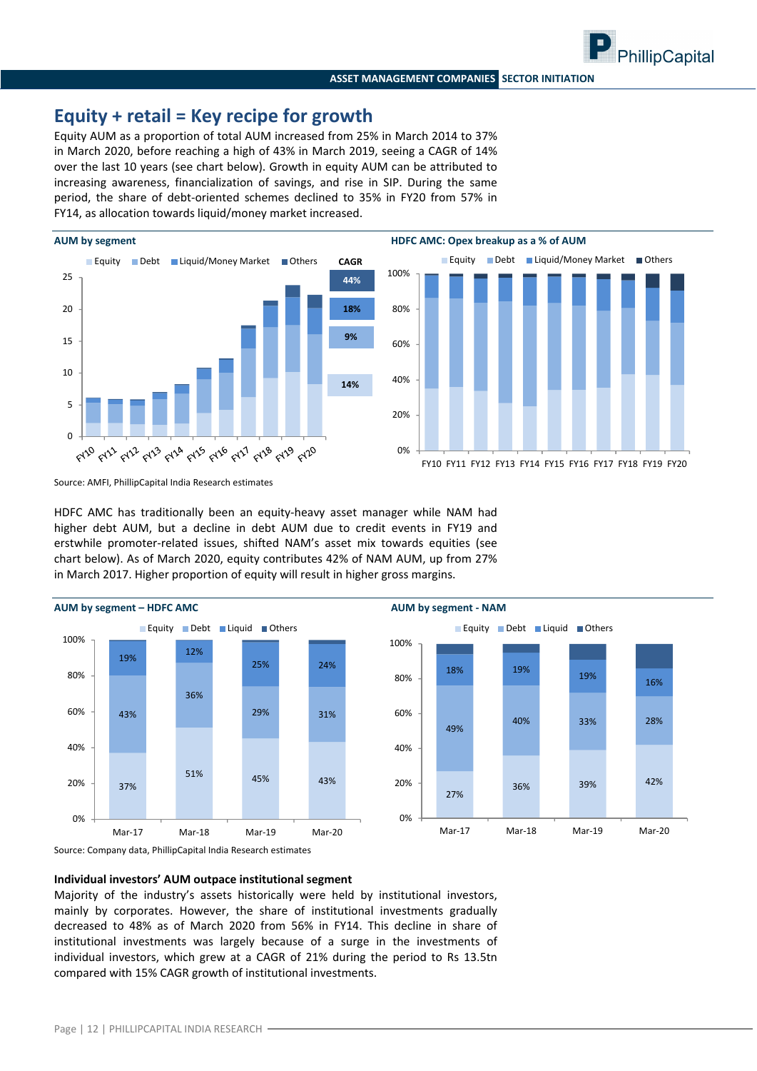## Equity + retail = Key recipe for growth

Equity AUM as a proportion of total AUM increased from 25% in March 2014 to 37% in March 2020, before reaching a high of 43% in March 2019, seeing a CAGR of 14% over the last 10 years (see chart below). Growth in equity AUM can be attributed to increasing awareness, financialization of savings, and rise in SIP. During the same period, the share of debt-oriented schemes declined to 35% in FY20 from 57% in FY14, as allocation towards liquid/money market increased.

**AUM by segment**

**HDFC AMC: Opex breakup as a % of AUM**

Source: AMFI, PhillipCapital India Research estimates

HDFC AMC has traditionally been an equity-heavy asset manager while NAM had higher debt AUM, but a decline in debt AUM due to credit events in FY19 and erstwhile promoter-related issues, shifted NAM's asset mix towards equities (see chart below). As of March 2020, equity contributes 42% of NAM AUM, up from 27% in March 2017. Higher proportion of equity will result in higher gross margins.

**AUM by segment – HDFC AMC**

| | Mar-17 | Mar-18 | Mar-19 | Mar-20 |
|---|---|---|---|---|
| Equity | 37% | 51% | 45% | 43% |
| Debt | 43% | 36% | 29% | 31% |
| Liquid | 19% | 12% | 25% | 24% |

**AUM by segment - NAM**

| | Mar-17 | Mar-18 | Mar-19 | Mar-20 |
|---|---|---|---|---|
| Equity | 27% | 36% | 39% | 42% |
| Debt | 49% | 40% | 33% | 28% |
| Liquid | 18% | 19% | 19% | 16% |

Source: Company data, PhillipCapital India Research estimates

**Individual investors' AUM outpace institutional segment**

Majority of the industry's assets historically were held by institutional investors, mainly by corporates. However, the share of institutional investments gradually decreased to 48% as of March 2020 from 56% in FY14. This decline in share of institutional investments was largely because of a surge in the investments of individual investors, which grew at a CAGR of 21% during the period to Rs 13.5tn compared with 15% CAGR growth of institutional investments.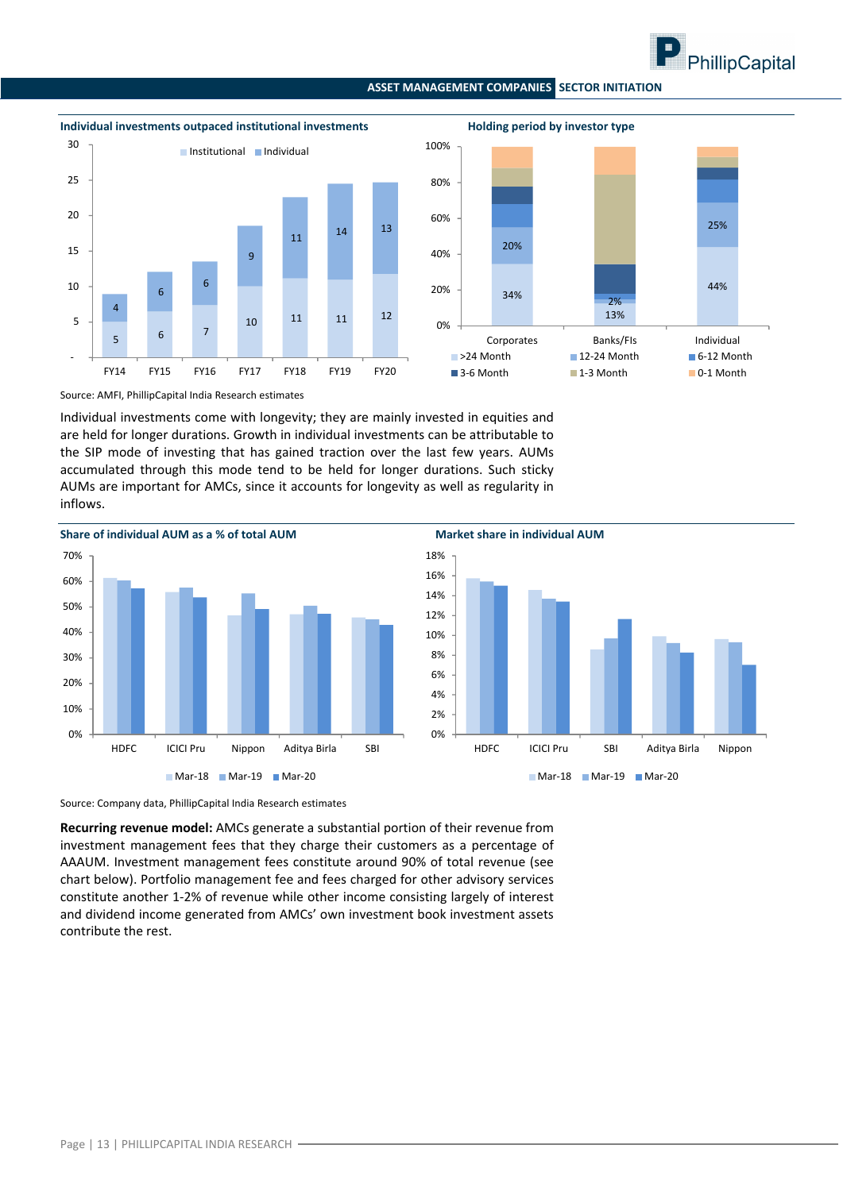**Individual investments outpaced institutional investments**

| | Institutional | Individual |
|---|---|---|
| FY14 | 5 | 4 |
| FY15 | 6 | 6 |
| FY16 | 7 | 6 |
| FY17 | 10 | 9 |
| FY18 | 11 | 11 |
| FY19 | 11 | 14 |
| FY20 | 12 | 13 |

**Holding period by investor type**

| | >24 Month | 12-24 Month | 6-12 Month | 3-6 Month | 1-3 Month | 0-1 Month |
|---|---|---|---|---|---|---|
| Corporates | 34% | 20% | | | | |
| Banks/FIs | 13% | | 2% | | | |
| Individual | 44% | 25% | | | | |

Source: AMFI, PhillipCapital India Research estimates

Individual investments come with longevity; they are mainly invested in equities and are held for longer durations. Growth in individual investments can be attributable to the SIP mode of investing that has gained traction over the last few years. AUMs accumulated through this mode tend to be held for longer durations. Such sticky AUMs are important for AMCs, since it accounts for longevity as well as regularity in inflows.

**Share of individual AUM as a % of total AUM**

(HDFC, ICICI Pru, Nippon, Aditya Birla, SBI; Mar-18, Mar-19, Mar-20)

**Market share in individual AUM**

(HDFC, ICICI Pru, SBI, Aditya Birla, Nippon; Mar-18, Mar-19, Mar-20)

Source: Company data, PhillipCapital India Research estimates

**Recurring revenue model:** AMCs generate a substantial portion of their revenue from investment management fees that they charge their customers as a percentage of AAAUM. Investment management fees constitute around 90% of total revenue (see chart below). Portfolio management fee and fees charged for other advisory services constitute another 1-2% of revenue while other income consisting largely of interest and dividend income generated from AMCs' own investment book investment assets contribute the rest.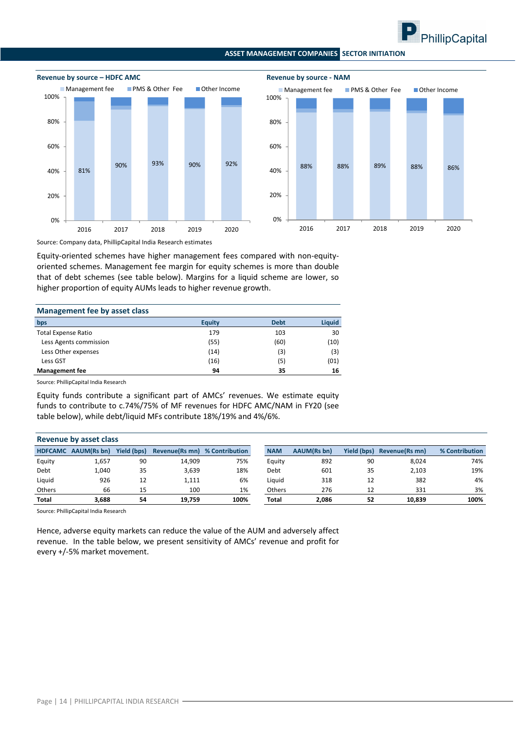**Revenue by source – HDFC AMC**

| | 2016 | 2017 | 2018 | 2019 | 2020 |
|---|---|---|---|---|---|
| Management fee | 81% | 90% | 93% | 90% | 92% |

**Revenue by source - NAM**

| | 2016 | 2017 | 2018 | 2019 | 2020 |
|---|---|---|---|---|---|
| Management fee | 88% | 88% | 89% | 88% | 86% |

Legend: Management fee, PMS & Other Fee, Other Income

Source: Company data, PhillipCapital India Research estimates

Equity-oriented schemes have higher management fees compared with non-equity-oriented schemes. Management fee margin for equity schemes is more than double that of debt schemes (see table below). Margins for a liquid scheme are lower, so higher proportion of equity AUMs leads to higher revenue growth.

**Management fee by asset class**

| bps | Equity | Debt | Liquid |
|---|---|---|---|
| Total Expense Ratio | 179 | 103 | 30 |
| Less Agents commission | (55) | (60) | (10) |
| Less Other expenses | (14) | (3) | (3) |
| Less GST | (16) | (5) | (01) |
| **Management fee** | **94** | **35** | **16** |

Source: PhillipCapital India Research

Equity funds contribute a significant part of AMCs' revenues. We estimate equity funds to contribute to c.74%/75% of MF revenues for HDFC AMC/NAM in FY20 (see table below), while debt/liquid MFs contribute 18%/19% and 4%/6%.

**Revenue by asset class**

| HDFCAMC | AAUM(Rs bn) | Yield (bps) | Revenue(Rs mn) | % Contribution |
|---|---|---|---|---|
| Equity | 1,657 | 90 | 14,909 | 75% |
| Debt | 1,040 | 35 | 3,639 | 18% |
| Liquid | 926 | 12 | 1,111 | 6% |
| Others | 66 | 15 | 100 | 1% |
| **Total** | **3,688** | **54** | **19,759** | **100%** |

| NAM | AAUM(Rs bn) | Yield (bps) | Revenue(Rs mn) | % Contribution |
|---|---|---|---|---|
| Equity | 892 | 90 | 8,024 | 74% |
| Debt | 601 | 35 | 2,103 | 19% |
| Liquid | 318 | 12 | 382 | 4% |
| Others | 276 | 12 | 331 | 3% |
| **Total** | **2,086** | **52** | **10,839** | **100%** |

Source: PhillipCapital India Research

Hence, adverse equity markets can reduce the value of the AUM and adversely affect revenue. In the table below, we present sensitivity of AMCs' revenue and profit for every +/-5% market movement.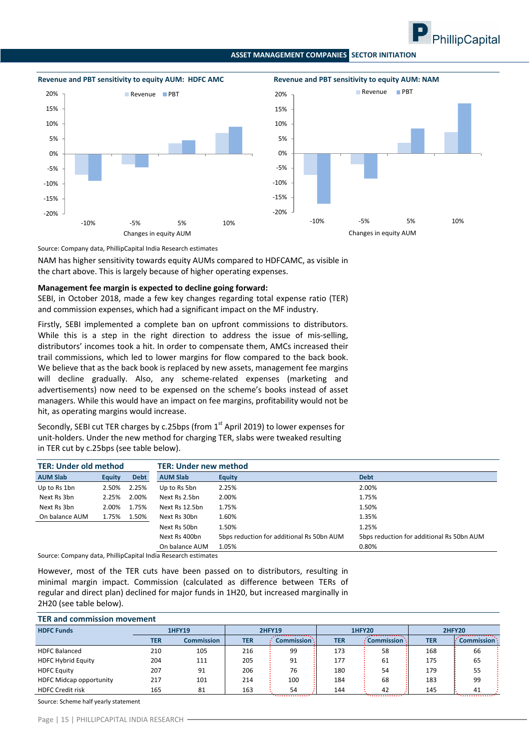**Revenue and PBT sensitivity to equity AUM: HDFC AMC**

**Revenue and PBT sensitivity to equity AUM: NAM**

Source: Company data, PhillipCapital India Research estimates

NAM has higher sensitivity towards equity AUMs compared to HDFCAMC, as visible in the chart above. This is largely because of higher operating expenses.

**Management fee margin is expected to decline going forward:**
SEBI, in October 2018, made a few key changes regarding total expense ratio (TER) and commission expenses, which had a significant impact on the MF industry.

Firstly, SEBI implemented a complete ban on upfront commissions to distributors. While this is a step in the right direction to address the issue of mis-selling, distributors' incomes took a hit. In order to compensate them, AMCs increased their trail commissions, which led to lower margins for flow compared to the back book. We believe that as the back book is replaced by new assets, management fee margins will decline gradually. Also, any scheme-related expenses (marketing and advertisements) now need to be expensed on the scheme's books instead of asset managers. While this would have an impact on fee margins, profitability would not be hit, as operating margins would increase.

Secondly, SEBI cut TER charges by c.25bps (from 1st April 2019) to lower expenses for unit-holders. Under the new method for charging TER, slabs were tweaked resulting in TER cut by c.25bps (see table below).

**TER: Under old method**

| AUM Slab | Equity | Debt |
|---|---|---|
| Up to Rs 1bn | 2.50% | 2.25% |
| Next Rs 3bn | 2.25% | 2.00% |
| Next Rs 3bn | 2.00% | 1.75% |
| On balance AUM | 1.75% | 1.50% |

**TER: Under new method**

| AUM Slab | Equity | Debt |
|---|---|---|
| Up to Rs 5bn | 2.25% | 2.00% |
| Next Rs 2.5bn | 2.00% | 1.75% |
| Next Rs 12.5bn | 1.75% | 1.50% |
| Next Rs 30bn | 1.60% | 1.35% |
| Next Rs 50bn | 1.50% | 1.25% |
| Next Rs 400bn | 5bps reduction for additional Rs 50bn AUM | 5bps reduction for additional Rs 50bn AUM |
| On balance AUM | 1.05% | 0.80% |

Source: Company data, PhillipCapital India Research estimates

However, most of the TER cuts have been passed on to distributors, resulting in minimal margin impact. Commission (calculated as difference between TERs of regular and direct plan) declined for major funds in 1H20, but increased marginally in 2H20 (see table below).

**TER and commission movement**

| HDFC Funds | 1HFY19 | | 2HFY19 | | 1HFY20 | | 2HFY20 | |
|---|---|---|---|---|---|---|---|---|
| | TER | Commission | TER | Commission | TER | Commission | TER | Commission |
| HDFC Balanced | 210 | 105 | 216 | 99 | 173 | 58 | 168 | 66 |
| HDFC Hybrid Equity | 204 | 111 | 205 | 91 | 177 | 61 | 175 | 65 |
| HDFC Equity | 207 | 91 | 206 | 76 | 180 | 54 | 179 | 55 |
| HDFC Midcap opportunity | 217 | 101 | 214 | 100 | 184 | 68 | 183 | 99 |
| HDFC Credit risk | 165 | 81 | 163 | 54 | 144 | 42 | 145 | 41 |

Source: Scheme half yearly statement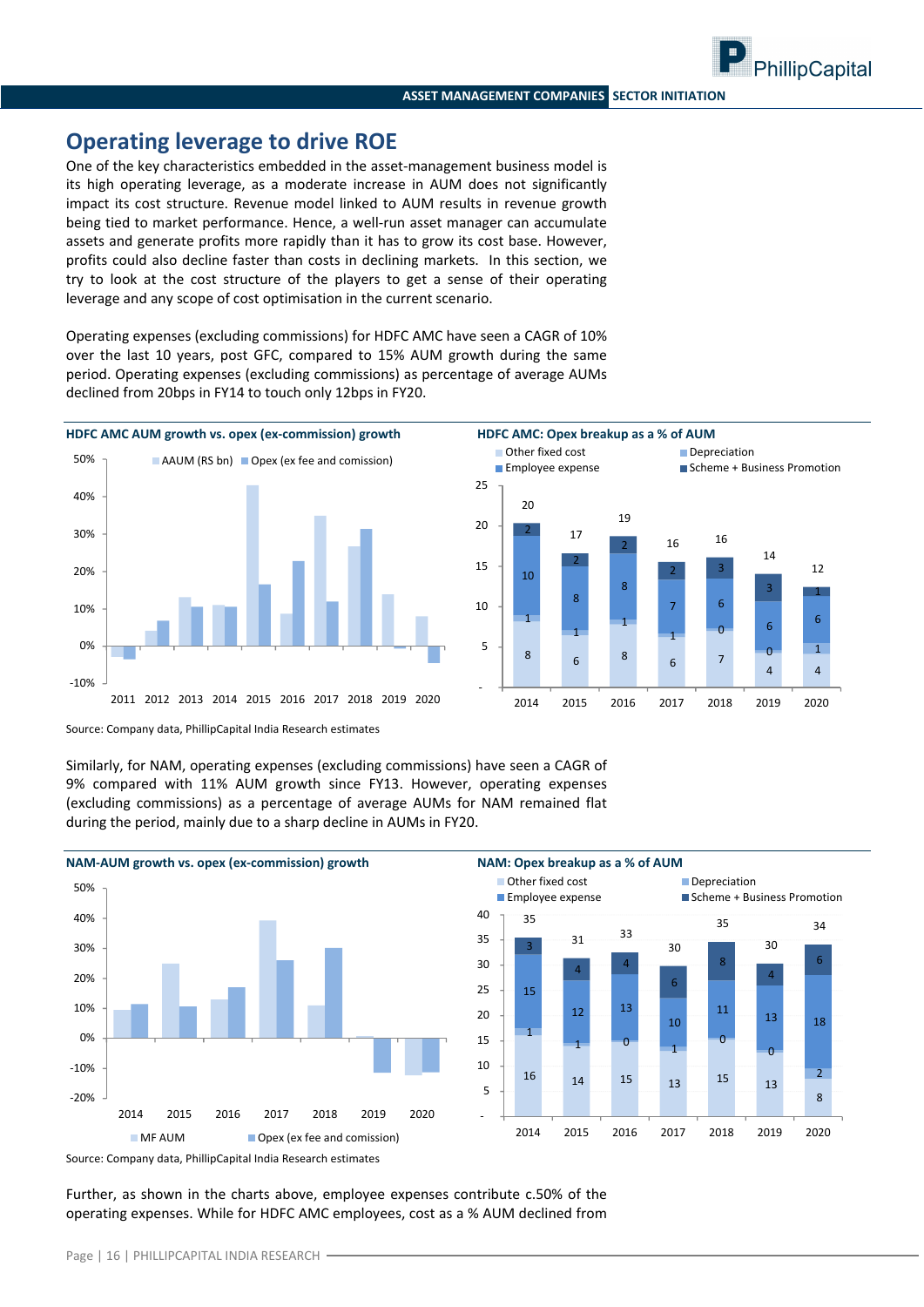## Operating leverage to drive ROE

One of the key characteristics embedded in the asset-management business model is its high operating leverage, as a moderate increase in AUM does not significantly impact its cost structure. Revenue model linked to AUM results in revenue growth being tied to market performance. Hence, a well-run asset manager can accumulate assets and generate profits more rapidly than it has to grow its cost base. However, profits could also decline faster than costs in declining markets. In this section, we try to look at the cost structure of the players to get a sense of their operating leverage and any scope of cost optimisation in the current scenario.

Operating expenses (excluding commissions) for HDFC AMC have seen a CAGR of 10% over the last 10 years, post GFC, compared to 15% AUM growth during the same period. Operating expenses (excluding commissions) as percentage of average AUMs declined from 20bps in FY14 to touch only 12bps in FY20.

**HDFC AMC AUM growth vs. opex (ex-commission) growth**

**HDFC AMC: Opex breakup as a % of AUM**

| | 2014 | 2015 | 2016 | 2017 | 2018 | 2019 | 2020 |
|---|---|---|---|---|---|---|---|
| Other fixed cost | 8 | 6 | 8 | 6 | 7 | 4 | 4 |
| Depreciation | 1 | 1 | 1 | 1 | 0 | 0 | 1 |
| Employee expense | 10 | 8 | 8 | 7 | 6 | 6 | 6 |
| Scheme + Business Promotion | 2 | 2 | 2 | 2 | 3 | 3 | 1 |
| Total | 20 | 17 | 19 | 16 | 16 | 14 | 12 |

Source: Company data, PhillipCapital India Research estimates

Similarly, for NAM, operating expenses (excluding commissions) have seen a CAGR of 9% compared with 11% AUM growth since FY13. However, operating expenses (excluding commissions) as a percentage of average AUMs for NAM remained flat during the period, mainly due to a sharp decline in AUMs in FY20.

**NAM-AUM growth vs. opex (ex-commission) growth**

**NAM: Opex breakup as a % of AUM**

| | 2014 | 2015 | 2016 | 2017 | 2018 | 2019 | 2020 |
|---|---|---|---|---|---|---|---|
| Other fixed cost | 16 | 14 | 15 | 13 | 15 | 13 | 8 |
| Depreciation | 1 | 1 | 0 | 1 | 0 | 0 | 2 |
| Employee expense | 15 | 12 | 13 | 10 | 11 | 13 | 18 |
| Scheme + Business Promotion | 3 | 4 | 4 | 6 | 8 | 4 | 6 |
| Total | 35 | 31 | 33 | 30 | 35 | 30 | 34 |

Source: Company data, PhillipCapital India Research estimates

Further, as shown in the charts above, employee expenses contribute c.50% of the operating expenses. While for HDFC AMC employees, cost as a % AUM declined from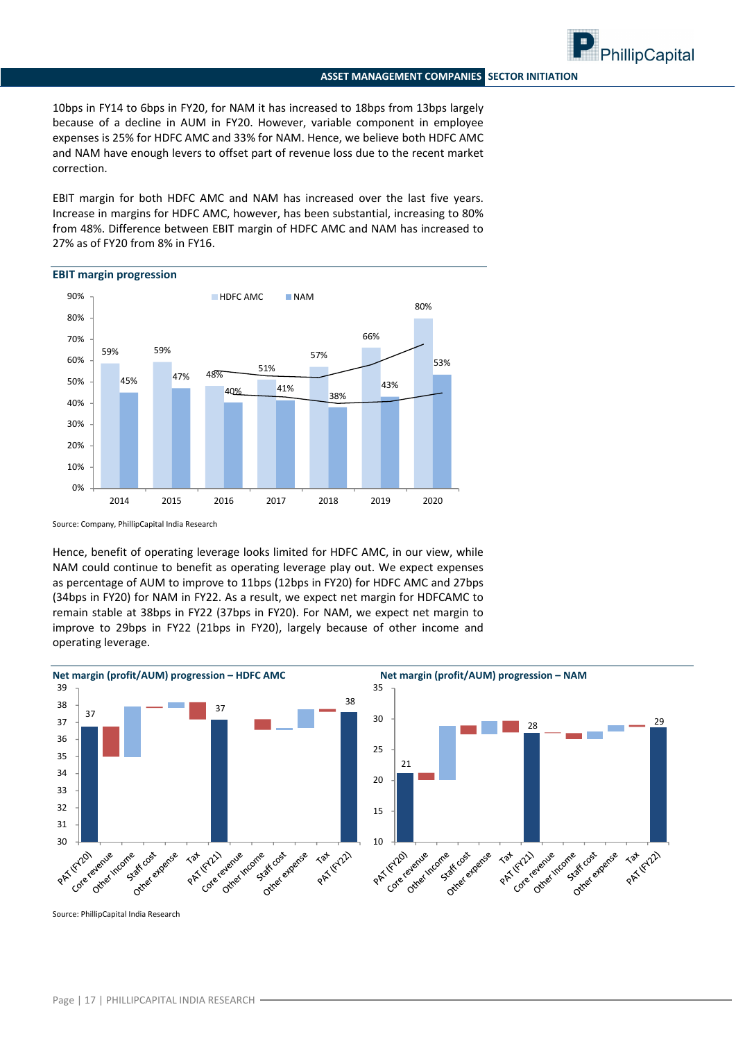10bps in FY14 to 6bps in FY20, for NAM it has increased to 18bps from 13bps largely because of a decline in AUM in FY20. However, variable component in employee expenses is 25% for HDFC AMC and 33% for NAM. Hence, we believe both HDFC AMC and NAM have enough levers to offset part of revenue loss due to the recent market correction.

EBIT margin for both HDFC AMC and NAM has increased over the last five years. Increase in margins for HDFC AMC, however, has been substantial, increasing to 80% from 48%. Difference between EBIT margin of HDFC AMC and NAM has increased to 27% as of FY20 from 8% in FY16.

**EBIT margin progression**

| Year | HDFC AMC | NAM |
|---|---|---|
| 2014 | 59% | 45% |
| 2015 | 59% | 47% |
| 2016 | 48% | 40% |
| 2017 | 51% | 41% |
| 2018 | 57% | 38% |
| 2019 | 66% | 43% |
| 2020 | 80% | 53% |

Source: Company, PhillipCapital India Research

Hence, benefit of operating leverage looks limited for HDFC AMC, in our view, while NAM could continue to benefit as operating leverage play out. We expect expenses as percentage of AUM to improve to 11bps (12bps in FY20) for HDFC AMC and 27bps (34bps in FY20) for NAM in FY22. As a result, we expect net margin for HDFCAMC to remain stable at 38bps in FY22 (37bps in FY20). For NAM, we expect net margin to improve to 29bps in FY22 (21bps in FY20), largely because of other income and operating leverage.

**Net margin (profit/AUM) progression – HDFC AMC**

| | Value |
|---|---|
| PAT (FY20) | 37 |
| Core revenue | |
| Other Income | |
| Staff cost | |
| Other expense | |
| Tax | |
| PAT (FY21) | 37 |
| Core revenue | |
| Other Income | |
| Staff cost | |
| Other expense | |
| Tax | |
| PAT (FY22) | 38 |

**Net margin (profit/AUM) progression – NAM**

| | Value |
|---|---|
| PAT (FY20) | 21 |
| Core revenue | |
| Other Income | |
| Staff cost | |
| Other expense | |
| Tax | |
| PAT (FY21) | 28 |
| Core revenue | |
| Other Income | |
| Staff cost | |
| Other expense | |
| Tax | |
| PAT (FY22) | 29 |

Source: PhillipCapital India Research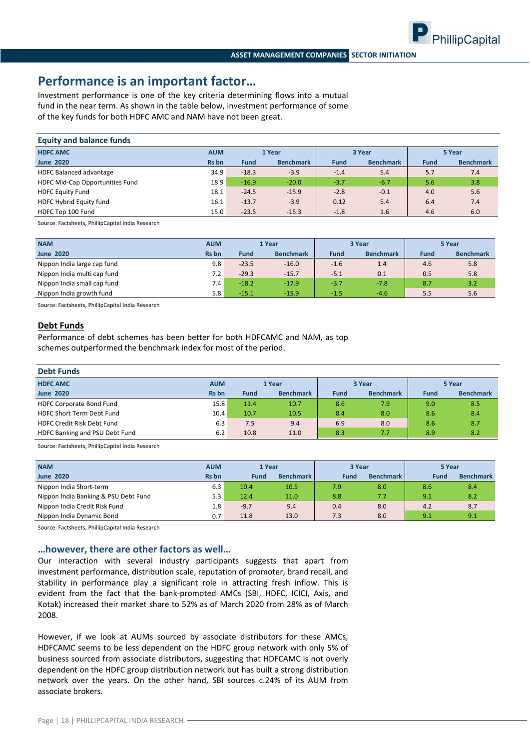## Performance is an important factor…

Investment performance is one of the key criteria determining flows into a mutual fund in the near term. As shown in the table below, investment performance of some of the key funds for both HDFC AMC and NAM have not been great.

**Equity and balance funds**

| HDFC AMC | AUM | 1 Year | | 3 Year | | 5 Year | |
|---|---|---|---|---|---|---|---|
| June 2020 | Rs bn | Fund | Benchmark | Fund | Benchmark | Fund | Benchmark |
| HDFC Balanced advantage | 34.9 | -18.3 | -3.9 | -1.4 | 5.4 | 5.7 | 7.4 |
| HDFC Mid-Cap Opportunities Fund | 18.9 | -16.9 | -20.0 | -3.7 | -6.7 | 5.6 | 3.8 |
| HDFC Equity Fund | 18.1 | -24.5 | -15.9 | -2.8 | -0.1 | 4.0 | 5.6 |
| HDFC Hybrid Equity fund | 16.1 | -13.7 | -3.9 | 0.12 | 5.4 | 6.4 | 7.4 |
| HDFC Top 100 Fund | 15.0 | -23.5 | -15.3 | -1.8 | 1.6 | 4.6 | 6.0 |

Source: Factsheets, PhillipCapital India Research

| NAM | AUM | 1 Year | | 3 Year | | 5 Year | |
|---|---|---|---|---|---|---|---|
| June 2020 | Rs bn | Fund | Benchmark | Fund | Benchmark | Fund | Benchmark |
| Nippon India large cap fund | 9.8 | -23.5 | -16.0 | -1.6 | 1.4 | 4.6 | 5.8 |
| Nippon India multi cap fund | 7.2 | -29.3 | -15.7 | -5.1 | 0.1 | 0.5 | 5.8 |
| Nippon India small cap fund | 7.4 | -18.2 | -17.9 | -3.7 | -7.8 | 8.7 | 3.2 |
| Nippon India growth fund | 5.8 | -15.1 | -15.9 | -1.5 | -4.6 | 5.5 | 5.6 |

Source: Factsheets, PhillipCapital India Research

### Debt Funds

Performance of debt schemes has been better for both HDFCAMC and NAM, as top schemes outperformed the benchmark index for most of the period.

**Debt Funds**

| HDFC AMC | AUM | 1 Year | | 3 Year | | 5 Year | |
|---|---|---|---|---|---|---|---|
| June 2020 | Rs bn | Fund | Benchmark | Fund | Benchmark | Fund | Benchmark |
| HDFC Corporate Bond Fund | 15.8 | 11.4 | 10.7 | 8.6 | 7.9 | 9.0 | 8.5 |
| HDFC Short Term Debt Fund | 10.4 | 10.7 | 10.5 | 8.4 | 8.0 | 8.6 | 8.4 |
| HDFC Credit Risk Debt Fund | 6.3 | 7.5 | 9.4 | 6.9 | 8.0 | 8.6 | 8.7 |
| HDFC Banking and PSU Debt Fund | 6.2 | 10.8 | 11.0 | 8.3 | 7.7 | 8.9 | 8.2 |

Source: Factsheets, PhillipCapital India Research

| NAM | AUM | 1 Year | | 3 Year | | 5 Year | |
|---|---|---|---|---|---|---|---|
| June 2020 | Rs bn | Fund | Benchmark | Fund | Benchmark | Fund | Benchmark |
| Nippon India Short-term | 6.3 | 10.4 | 10.5 | 7.9 | 8.0 | 8.6 | 8.4 |
| Nippon India Banking & PSU Debt Fund | 5.3 | 12.4 | 11.0 | 8.8 | 7.7 | 9.1 | 8.2 |
| Nippon India Credit Risk Fund | 1.8 | -9.7 | 9.4 | 0.4 | 8.0 | 4.2 | 8.7 |
| Nippon India Dynamic Bond | 0.7 | 11.8 | 13.0 | 7.3 | 8.0 | 9.1 | 9.1 |

Source: Factsheets, PhillipCapital India Research

### …however, there are other factors as well…

Our interaction with several industry participants suggests that apart from investment performance, distribution scale, reputation of promoter, brand recall, and stability in performance play a significant role in attracting fresh inflow. This is evident from the fact that the bank-promoted AMCs (SBI, HDFC, ICICI, Axis, and Kotak) increased their market share to 52% as of March 2020 from 28% as of March 2008.

However, if we look at AUMs sourced by associate distributors for these AMCs, HDFCAMC seems to be less dependent on the HDFC group network with only 5% of business sourced from associate distributors, suggesting that HDFCAMC is not overly dependent on the HDFC group distribution network but has built a strong distribution network over the years. On the other hand, SBI sources c.24% of its AUM from associate brokers.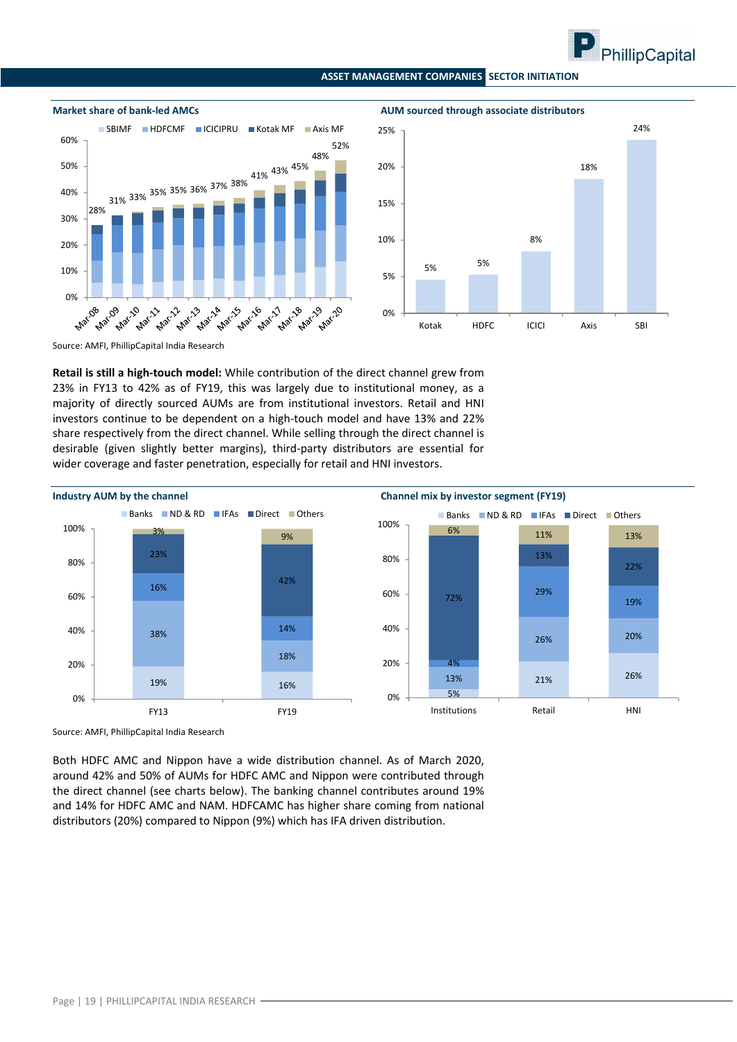**Market share of bank-led AMCs**

| | Mar-08 | Mar-09 | Mar-10 | Mar-11 | Mar-12 | Mar-13 | Mar-14 | Mar-15 | Mar-16 | Mar-17 | Mar-18 | Mar-19 | Mar-20 |
|---|---|---|---|---|---|---|---|---|---|---|---|---|---|
| Total | 28% | 31% | 33% | 35% | 35% | 36% | 37% | 38% | 41% | 43% | 45% | 48% | 52% |

Legend: SBIMF, HDFCMF, ICICIPRU, Kotak MF, Axis MF

**AUM sourced through associate distributors**

| Kotak | HDFC | ICICI | Axis | SBI |
|---|---|---|---|---|
| 5% | 5% | 8% | 18% | 24% |

Source: AMFI, PhillipCapital India Research

**Retail is still a high-touch model:** While contribution of the direct channel grew from 23% in FY13 to 42% as of FY19, this was largely due to institutional money, as a majority of directly sourced AUMs are from institutional investors. Retail and HNI investors continue to be dependent on a high-touch model and have 13% and 22% share respectively from the direct channel. While selling through the direct channel is desirable (given slightly better margins), third-party distributors are essential for wider coverage and faster penetration, especially for retail and HNI investors.

**Industry AUM by the channel**

| | Banks | ND & RD | IFAs | Direct | Others |
|---|---|---|---|---|---|
| FY13 | 19% | 38% | 16% | 23% | 3% |
| FY19 | 16% | 18% | 14% | 42% | 9% |

**Channel mix by investor segment (FY19)**

| | Banks | ND & RD | IFAs | Direct | Others |
|---|---|---|---|---|---|
| Institutions | 5% | 13% | 4% | 72% | 6% |
| Retail | 21% | 26% | 29% | 13% | 11% |
| HNI | 26% | 20% | 19% | 22% | 13% |

Source: AMFI, PhillipCapital India Research

Both HDFC AMC and Nippon have a wide distribution channel. As of March 2020, around 42% and 50% of AUMs for HDFC AMC and Nippon were contributed through the direct channel (see charts below). The banking channel contributes around 19% and 14% for HDFC AMC and NAM. HDFCAMC has higher share coming from national distributors (20%) compared to Nippon (9%) which has IFA driven distribution.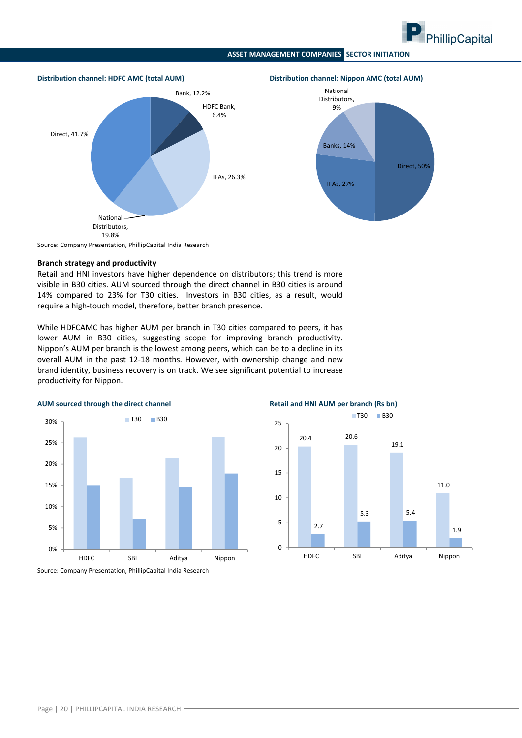**Distribution channel: HDFC AMC (total AUM)**

| Channel | Share |
|---|---|
| Bank | 12.2% |
| HDFC Bank | 6.4% |
| IFAs | 26.3% |
| National Distributors | 19.8% |
| Direct | 41.7% |

**Distribution channel: Nippon AMC (total AUM)**

| Channel | Share |
|---|---|
| National Distributors | 9% |
| Banks | 14% |
| IFAs | 27% |
| Direct | 50% |

Source: Company Presentation, PhillipCapital India Research

**Branch strategy and productivity**

Retail and HNI investors have higher dependence on distributors; this trend is more visible in B30 cities. AUM sourced through the direct channel in B30 cities is around 14% compared to 23% for T30 cities. Investors in B30 cities, as a result, would require a high-touch model, therefore, better branch presence.

While HDFCAMC has higher AUM per branch in T30 cities compared to peers, it has lower AUM in B30 cities, suggesting scope for improving branch productivity. Nippon's AUM per branch is the lowest among peers, which can be to a decline in its overall AUM in the past 12-18 months. However, with ownership change and new brand identity, business recovery is on track. We see significant potential to increase productivity for Nippon.

**AUM sourced through the direct channel**

| | T30 | B30 |
|---|---|---|
| HDFC | ~26% | ~15% |
| SBI | ~17% | ~7% |
| Aditya | ~21% | ~15% |
| Nippon | ~26% | ~18% |

**Retail and HNI AUM per branch (Rs bn)**

| | T30 | B30 |
|---|---|---|
| HDFC | 20.4 | 2.7 |
| SBI | 20.6 | 5.3 |
| Aditya | 19.1 | 5.4 |
| Nippon | 11.0 | 1.9 |

Source: Company Presentation, PhillipCapital India Research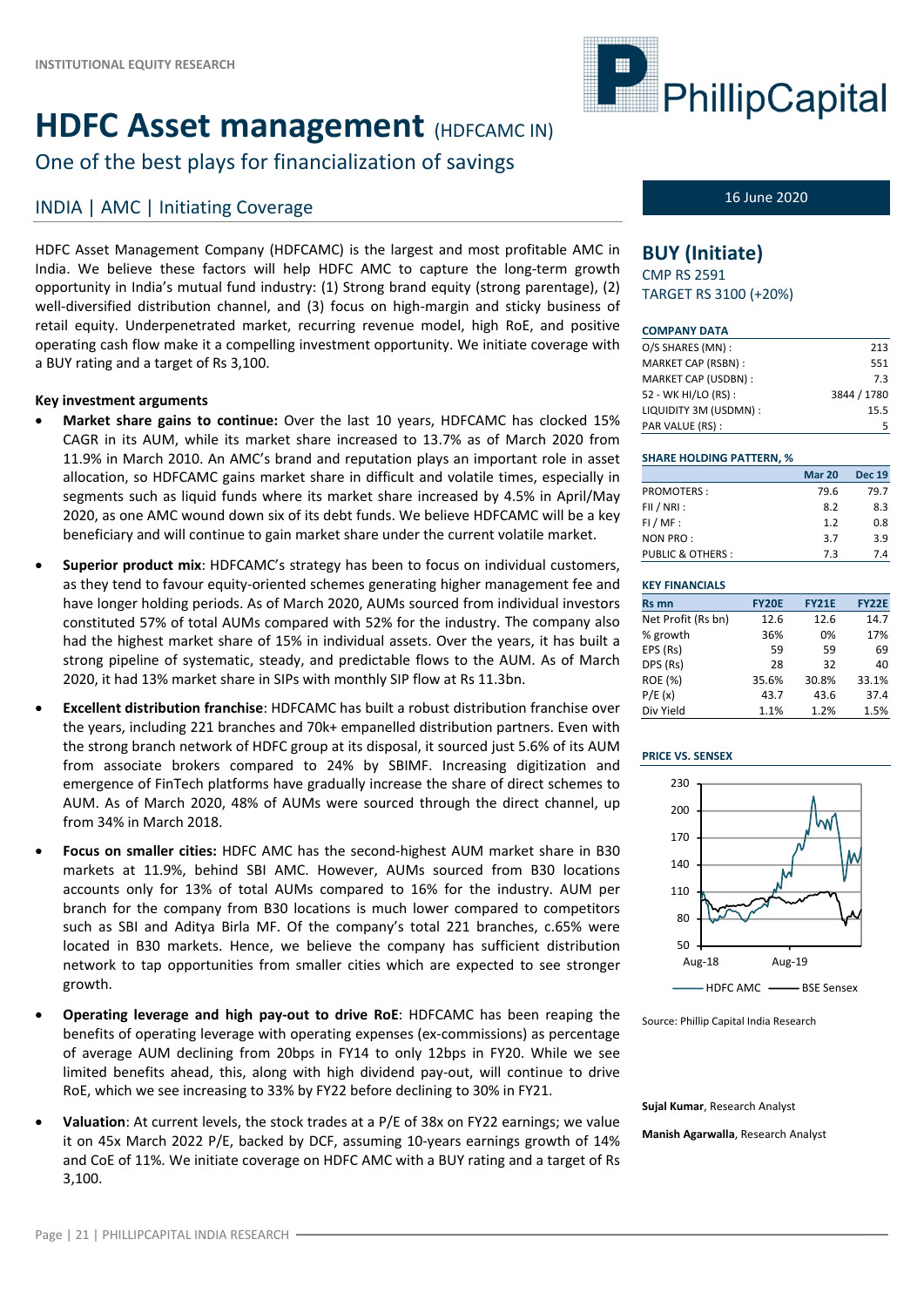INSTITUTIONAL EQUITY RESEARCH

# HDFC Asset management (HDFCAMC IN)

## One of the best plays for financialization of savings

### INDIA | AMC | Initiating Coverage

16 June 2020

HDFC Asset Management Company (HDFCAMC) is the largest and most profitable AMC in India. We believe these factors will help HDFC AMC to capture the long-term growth opportunity in India's mutual fund industry: (1) Strong brand equity (strong parentage), (2) well-diversified distribution channel, and (3) focus on high-margin and sticky business of retail equity. Underpenetrated market, recurring revenue model, high RoE, and positive operating cash flow make it a compelling investment opportunity. We initiate coverage with a BUY rating and a target of Rs 3,100.

**Key investment arguments**

- **Market share gains to continue:** Over the last 10 years, HDFCAMC has clocked 15% CAGR in its AUM, while its market share increased to 13.7% as of March 2020 from 11.9% in March 2010. An AMC's brand and reputation plays an important role in asset allocation, so HDFCAMC gains market share in difficult and volatile times, especially in segments such as liquid funds where its market share increased by 4.5% in April/May 2020, as one AMC wound down six of its debt funds. We believe HDFCAMC will be a key beneficiary and will continue to gain market share under the current volatile market.
- **Superior product mix**: HDFCAMC's strategy has been to focus on individual customers, as they tend to favour equity-oriented schemes generating higher management fee and have longer holding periods. As of March 2020, AUMs sourced from individual investors constituted 57% of total AUMs compared with 52% for the industry. The company also had the highest market share of 15% in individual assets. Over the years, it has built a strong pipeline of systematic, steady, and predictable flows to the AUM. As of March 2020, it had 13% market share in SIPs with monthly SIP flow at Rs 11.3bn.
- **Excellent distribution franchise**: HDFCAMC has built a robust distribution franchise over the years, including 221 branches and 70k+ empanelled distribution partners. Even with the strong branch network of HDFC group at its disposal, it sourced just 5.6% of its AUM from associate brokers compared to 24% by SBIMF. Increasing digitization and emergence of FinTech platforms have gradually increase the share of direct schemes to AUM. As of March 2020, 48% of AUMs were sourced through the direct channel, up from 34% in March 2018.
- **Focus on smaller cities:** HDFC AMC has the second-highest AUM market share in B30 markets at 11.9%, behind SBI AMC. However, AUMs sourced from B30 locations accounts only for 13% of total AUMs compared to 16% for the industry. AUM per branch for the company from B30 locations is much lower compared to competitors such as SBI and Aditya Birla MF. Of the company's total 221 branches, c.65% were located in B30 markets. Hence, we believe the company has sufficient distribution network to tap opportunities from smaller cities which are expected to see stronger growth.
- **Operating leverage and high pay-out to drive RoE**: HDFCAMC has been reaping the benefits of operating leverage with operating expenses (ex-commissions) as percentage of average AUM declining from 20bps in FY14 to only 12bps in FY20. While we see limited benefits ahead, this, along with high dividend pay-out, will continue to drive RoE, which we see increasing to 33% by FY22 before declining to 30% in FY21.
- **Valuation**: At current levels, the stock trades at a P/E of 38x on FY22 earnings; we value it on 45x March 2022 P/E, backed by DCF, assuming 10-years earnings growth of 14% and CoE of 11%. We initiate coverage on HDFC AMC with a BUY rating and a target of Rs 3,100.

**BUY (Initiate)**
CMP RS 2591
TARGET RS 3100 (+20%)

**COMPANY DATA**

| | |
|---|---|
| O/S SHARES (MN) : | 213 |
| MARKET CAP (RSBN) : | 551 |
| MARKET CAP (USDBN) : | 7.3 |
| 52 - WK HI/LO (RS) : | 3844 / 1780 |
| LIQUIDITY 3M (USDMN) : | 15.5 |
| PAR VALUE (RS) : | 5 |

**SHARE HOLDING PATTERN, %**

| | Mar 20 | Dec 19 |
|---|---|---|
| PROMOTERS : | 79.6 | 79.7 |
| FII / NRI : | 8.2 | 8.3 |
| FI / MF : | 1.2 | 0.8 |
| NON PRO : | 3.7 | 3.9 |
| PUBLIC & OTHERS : | 7.3 | 7.4 |

**KEY FINANCIALS**

| Rs mn | FY20E | FY21E | FY22E |
|---|---|---|---|
| Net Profit (Rs bn) | 12.6 | 12.6 | 14.7 |
| % growth | 36% | 0% | 17% |
| EPS (Rs) | 59 | 59 | 69 |
| DPS (Rs) | 28 | 32 | 40 |
| ROE (%) | 35.6% | 30.8% | 33.1% |
| P/E (x) | 43.7 | 43.6 | 37.4 |
| Div Yield | 1.1% | 1.2% | 1.5% |

**PRICE VS. SENSEX**

Source: Phillip Capital India Research

**Sujal Kumar**, Research Analyst

**Manish Agarwalla**, Research Analyst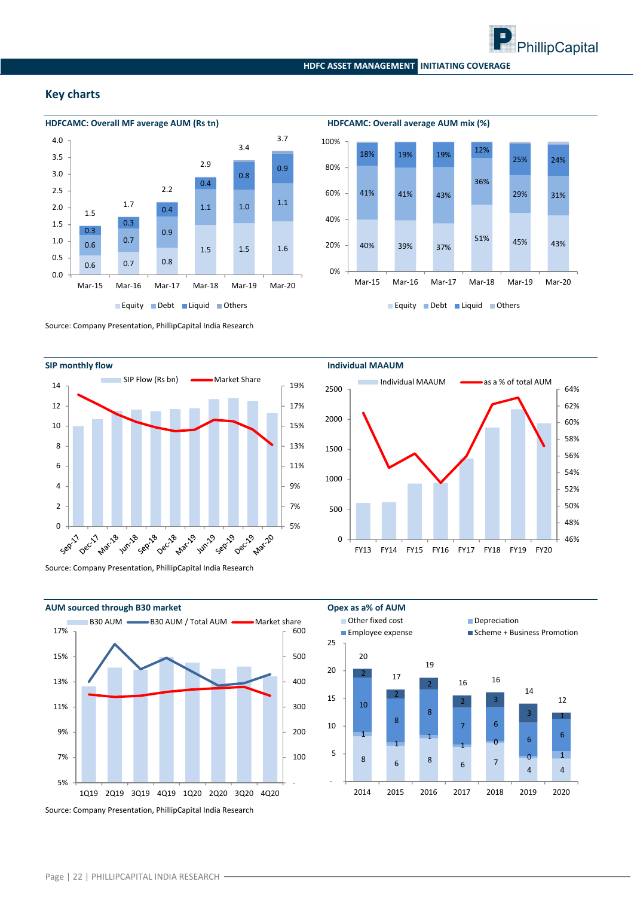## Key charts

**HDFCAMC: Overall MF average AUM (Rs tn)**

| | Mar-15 | Mar-16 | Mar-17 | Mar-18 | Mar-19 | Mar-20 |
|---|---|---|---|---|---|---|
| Equity | 0.6 | 0.7 | 0.8 | 1.5 | 1.5 | 1.6 |
| Debt | 0.6 | 0.7 | 0.9 | 1.1 | 1.0 | 1.1 |
| Liquid | 0.3 | 0.3 | 0.4 | 0.4 | 0.8 | 0.9 |
| Total | 1.5 | 1.7 | 2.2 | 2.9 | 3.4 | 3.7 |

**HDFCAMC: Overall average AUM mix (%)**

| | Mar-15 | Mar-16 | Mar-17 | Mar-18 | Mar-19 | Mar-20 |
|---|---|---|---|---|---|---|
| Equity | 40% | 39% | 37% | 51% | 45% | 43% |
| Debt | 41% | 41% | 43% | 36% | 29% | 31% |
| Liquid | 18% | 19% | 19% | 12% | 25% | 24% |

Source: Company Presentation, PhillipCapital India Research

**SIP monthly flow**

**Individual MAAUM**

Source: Company Presentation, PhillipCapital India Research

**AUM sourced through B30 market**

**Opex as a% of AUM**

| | 2014 | 2015 | 2016 | 2017 | 2018 | 2019 | 2020 |
|---|---|---|---|---|---|---|---|
| Other fixed cost | 8 | 6 | 8 | 6 | 7 | 4 | 4 |
| Depreciation | 1 | 1 | 1 | 1 | 0 | 0 | 1 |
| Employee expense | 10 | 8 | 8 | 7 | 6 | 6 | 6 |
| Scheme + Business Promotion | 2 | 2 | 2 | 2 | 3 | 3 | 1 |
| Total | 20 | 17 | 19 | 16 | 16 | 14 | 12 |

Source: Company Presentation, PhillipCapital India Research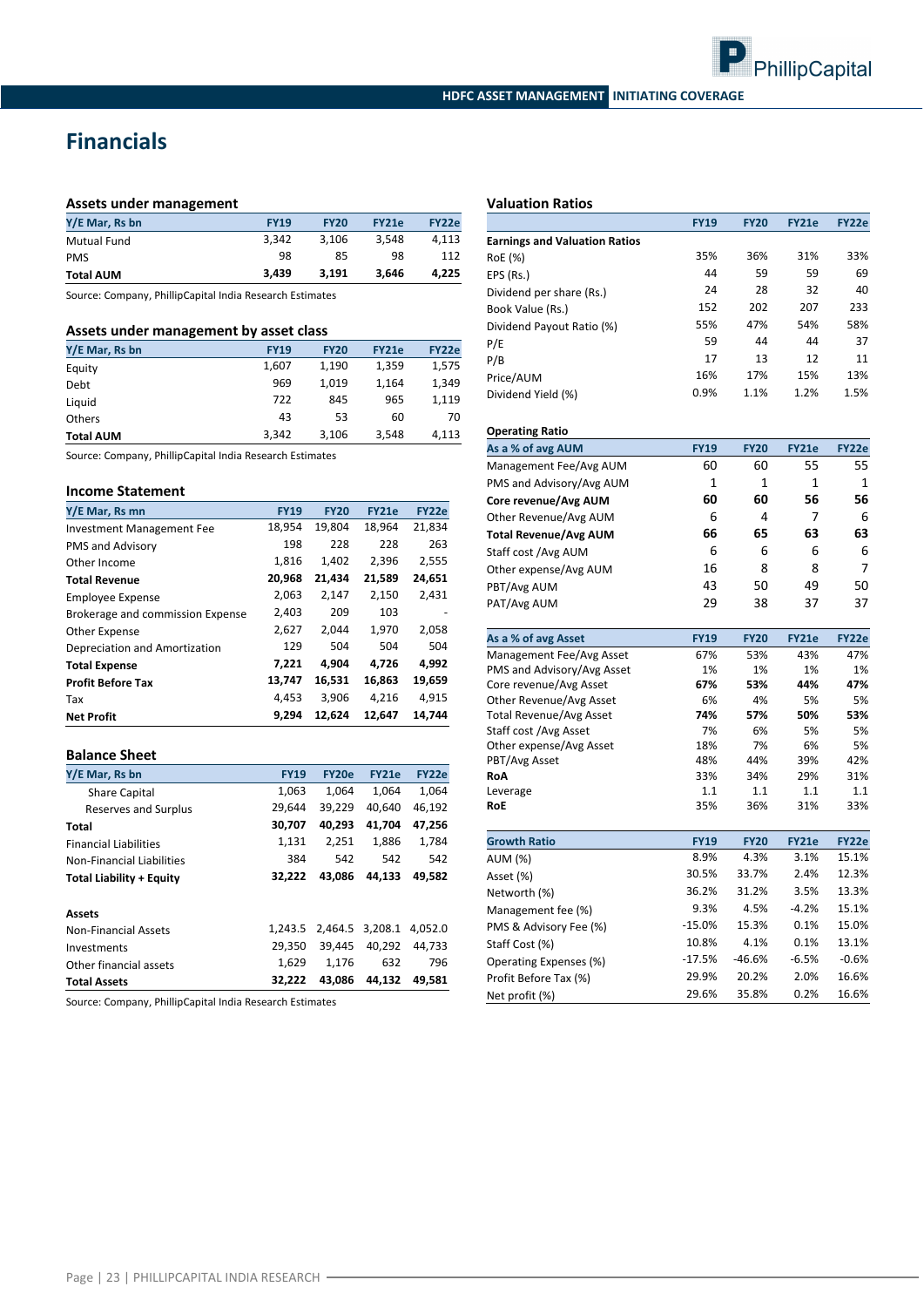# Financials

### Assets under management

| Y/E Mar, Rs bn | FY19 | FY20 | FY21e | FY22e |
|---|---|---|---|---|
| Mutual Fund | 3,342 | 3,106 | 3,548 | 4,113 |
| PMS | 98 | 85 | 98 | 112 |
| **Total AUM** | **3,439** | **3,191** | **3,646** | **4,225** |

Source: Company, PhillipCapital India Research Estimates

### Assets under management by asset class

| Y/E Mar, Rs bn | FY19 | FY20 | FY21e | FY22e |
|---|---|---|---|---|
| Equity | 1,607 | 1,190 | 1,359 | 1,575 |
| Debt | 969 | 1,019 | 1,164 | 1,349 |
| Liquid | 722 | 845 | 965 | 1,119 |
| Others | 43 | 53 | 60 | 70 |
| **Total AUM** | 3,342 | 3,106 | 3,548 | 4,113 |

Source: Company, PhillipCapital India Research Estimates

### Income Statement

| Y/E Mar, Rs mn | FY19 | FY20 | FY21e | FY22e |
|---|---|---|---|---|
| Investment Management Fee | 18,954 | 19,804 | 18,964 | 21,834 |
| PMS and Advisory | 198 | 228 | 228 | 263 |
| Other Income | 1,816 | 1,402 | 2,396 | 2,555 |
| **Total Revenue** | **20,968** | **21,434** | **21,589** | **24,651** |
| Employee Expense | 2,063 | 2,147 | 2,150 | 2,431 |
| Brokerage and commission Expense | 2,403 | 209 | 103 | - |
| Other Expense | 2,627 | 2,044 | 1,970 | 2,058 |
| Depreciation and Amortization | 129 | 504 | 504 | 504 |
| **Total Expense** | **7,221** | **4,904** | **4,726** | **4,992** |
| **Profit Before Tax** | **13,747** | **16,531** | **16,863** | **19,659** |
| Tax | 4,453 | 3,906 | 4,216 | 4,915 |
| **Net Profit** | **9,294** | **12,624** | **12,647** | **14,744** |

### Balance Sheet

| Y/E Mar, Rs bn | FY19 | FY20e | FY21e | FY22e |
|---|---|---|---|---|
| Share Capital | 1,063 | 1,064 | 1,064 | 1,064 |
| Reserves and Surplus | 29,644 | 39,229 | 40,640 | 46,192 |
| **Total** | **30,707** | **40,293** | **41,704** | **47,256** |
| Financial Liabilities | 1,131 | 2,251 | 1,886 | 1,784 |
| Non-Financial Liabilities | 384 | 542 | 542 | 542 |
| **Total Liability + Equity** | **32,222** | **43,086** | **44,133** | **49,582** |
| | | | | |
| **Assets** | | | | |
| Non-Financial Assets | 1,243.5 | 2,464.5 | 3,208.1 | 4,052.0 |
| Investments | 29,350 | 39,445 | 40,292 | 44,733 |
| Other financial assets | 1,629 | 1,176 | 632 | 796 |
| **Total Assets** | **32,222** | **43,086** | **44,132** | **49,581** |

Source: Company, PhillipCapital India Research Estimates

### Valuation Ratios

| | FY19 | FY20 | FY21e | FY22e |
|---|---|---|---|---|
| **Earnings and Valuation Ratios** | | | | |
| RoE (%) | 35% | 36% | 31% | 33% |
| EPS (Rs.) | 44 | 59 | 59 | 69 |
| Dividend per share (Rs.) | 24 | 28 | 32 | 40 |
| Book Value (Rs.) | 152 | 202 | 207 | 233 |
| Dividend Payout Ratio (%) | 55% | 47% | 54% | 58% |
| P/E | 59 | 44 | 44 | 37 |
| P/B | 17 | 13 | 12 | 11 |
| Price/AUM | 16% | 17% | 15% | 13% |
| Dividend Yield (%) | 0.9% | 1.1% | 1.2% | 1.5% |

### Operating Ratio

| As a % of avg AUM | FY19 | FY20 | FY21e | FY22e |
|---|---|---|---|---|
| Management Fee/Avg AUM | 60 | 60 | 55 | 55 |
| PMS and Advisory/Avg AUM | 1 | 1 | 1 | 1 |
| **Core revenue/Avg AUM** | **60** | **60** | **56** | **56** |
| Other Revenue/Avg AUM | 6 | 4 | 7 | 6 |
| **Total Revenue/Avg AUM** | **66** | **65** | **63** | **63** |
| Staff cost /Avg AUM | 6 | 6 | 6 | 6 |
| Other expense/Avg AUM | 16 | 8 | 8 | 7 |
| PBT/Avg AUM | 43 | 50 | 49 | 50 |
| PAT/Avg AUM | 29 | 38 | 37 | 37 |

| As a % of avg Asset | FY19 | FY20 | FY21e | FY22e |
|---|---|---|---|---|
| Management Fee/Avg Asset | 67% | 53% | 43% | 47% |
| PMS and Advisory/Avg Asset | 1% | 1% | 1% | 1% |
| Core revenue/Avg Asset | **67%** | **53%** | **44%** | **47%** |
| Other Revenue/Avg Asset | 6% | 4% | 5% | 5% |
| Total Revenue/Avg Asset | **74%** | **57%** | **50%** | **53%** |
| Staff cost /Avg Asset | 7% | 6% | 5% | 5% |
| Other expense/Avg Asset | 18% | 7% | 6% | 5% |
| PBT/Avg Asset | 48% | 44% | 39% | 42% |
| **RoA** | 33% | 34% | 29% | 31% |
| Leverage | 1.1 | 1.1 | 1.1 | 1.1 |
| **RoE** | 35% | 36% | 31% | 33% |

| Growth Ratio | FY19 | FY20 | FY21e | FY22e |
|---|---|---|---|---|
| AUM (%) | 8.9% | 4.3% | 3.1% | 15.1% |
| Asset (%) | 30.5% | 33.7% | 2.4% | 12.3% |
| Networth (%) | 36.2% | 31.2% | 3.5% | 13.3% |
| Management fee (%) | 9.3% | 4.5% | -4.2% | 15.1% |
| PMS & Advisory Fee (%) | -15.0% | 15.3% | 0.1% | 15.0% |
| Staff Cost (%) | 10.8% | 4.1% | 0.1% | 13.1% |
| Operating Expenses (%) | -17.5% | -46.6% | -6.5% | -0.6% |
| Profit Before Tax (%) | 29.9% | 20.2% | 2.0% | 16.6% |
| Net profit (%) | 29.6% | 35.8% | 0.2% | 16.6% |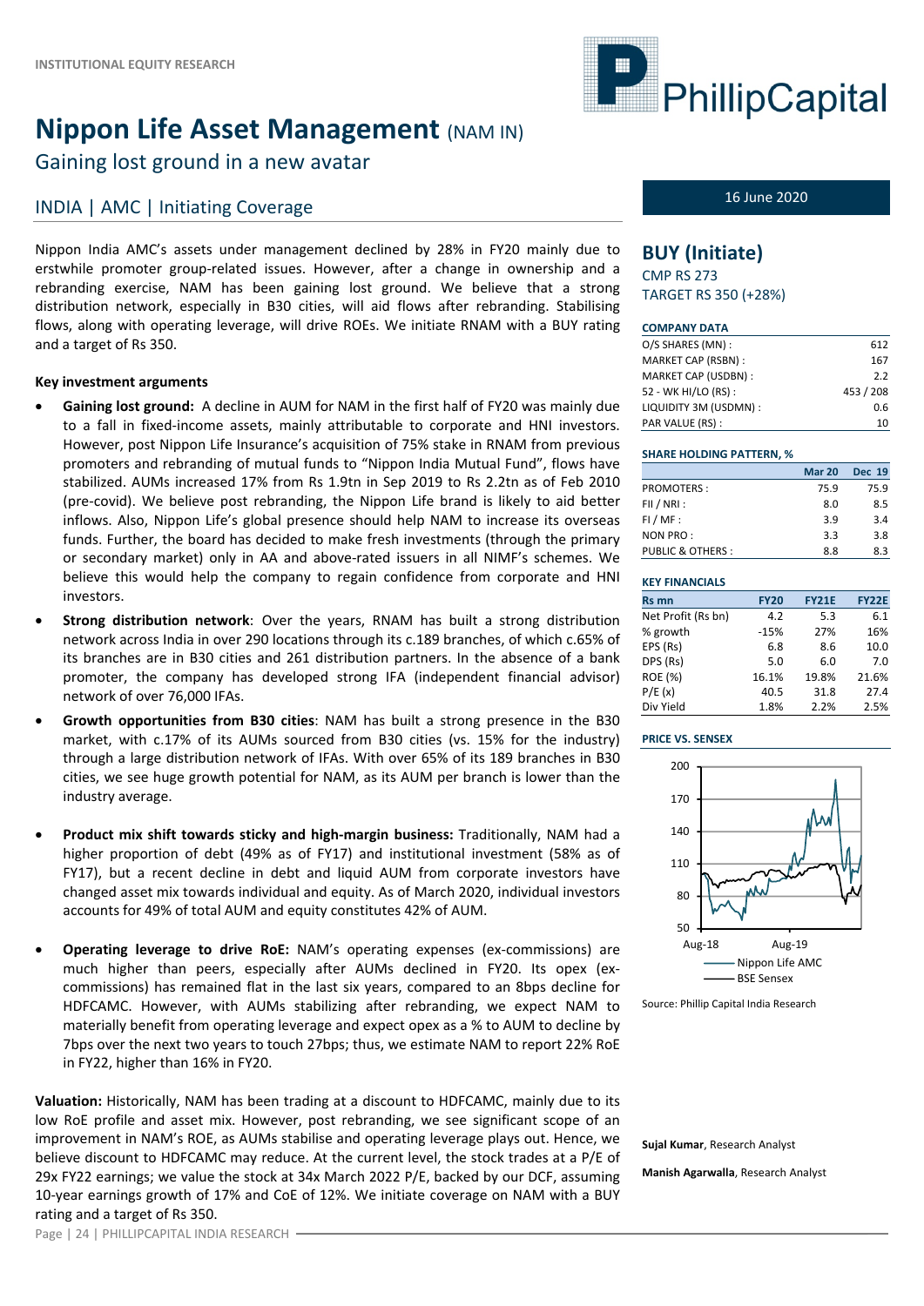INSTITUTIONAL EQUITY RESEARCH

# Nippon Life Asset Management (NAM IN)

## Gaining lost ground in a new avatar

### INDIA | AMC | Initiating Coverage

16 June 2020

Nippon India AMC's assets under management declined by 28% in FY20 mainly due to erstwhile promoter group-related issues. However, after a change in ownership and a rebranding exercise, NAM has been gaining lost ground. We believe that a strong distribution network, especially in B30 cities, will aid flows after rebranding. Stabilising flows, along with operating leverage, will drive ROEs. We initiate RNAM with a BUY rating and a target of Rs 350.

**Key investment arguments**

- **Gaining lost ground:** A decline in AUM for NAM in the first half of FY20 was mainly due to a fall in fixed-income assets, mainly attributable to corporate and HNI investors. However, post Nippon Life Insurance's acquisition of 75% stake in RNAM from previous promoters and rebranding of mutual funds to "Nippon India Mutual Fund", flows have stabilized. AUMs increased 17% from Rs 1.9tn in Sep 2019 to Rs 2.2tn as of Feb 2010 (pre-covid). We believe post rebranding, the Nippon Life brand is likely to aid better inflows. Also, Nippon Life's global presence should help NAM to increase its overseas funds. Further, the board has decided to make fresh investments (through the primary or secondary market) only in AA and above-rated issuers in all NIMF's schemes. We believe this would help the company to regain confidence from corporate and HNI investors.
- **Strong distribution network**: Over the years, RNAM has built a strong distribution network across India in over 290 locations through its c.189 branches, of which c.65% of its branches are in B30 cities and 261 distribution partners. In the absence of a bank promoter, the company has developed strong IFA (independent financial advisor) network of over 76,000 IFAs.
- **Growth opportunities from B30 cities**: NAM has built a strong presence in the B30 market, with c.17% of its AUMs sourced from B30 cities (vs. 15% for the industry) through a large distribution network of IFAs. With over 65% of its 189 branches in B30 cities, we see huge growth potential for NAM, as its AUM per branch is lower than the industry average.
- **Product mix shift towards sticky and high-margin business:** Traditionally, NAM had a higher proportion of debt (49% as of FY17) and institutional investment (58% as of FY17), but a recent decline in debt and liquid AUM from corporate investors have changed asset mix towards individual and equity. As of March 2020, individual investors accounts for 49% of total AUM and equity constitutes 42% of AUM.
- **Operating leverage to drive RoE:** NAM's operating expenses (ex-commissions) are much higher than peers, especially after AUMs declined in FY20. Its opex (ex-commissions) has remained flat in the last six years, compared to an 8bps decline for HDFCAMC. However, with AUMs stabilizing after rebranding, we expect NAM to materially benefit from operating leverage and expect opex as a % to AUM to decline by 7bps over the next two years to touch 27bps; thus, we estimate NAM to report 22% RoE in FY22, higher than 16% in FY20.

**Valuation:** Historically, NAM has been trading at a discount to HDFCAMC, mainly due to its low RoE profile and asset mix. However, post rebranding, we see significant scope of an improvement in NAM's ROE, as AUMs stabilise and operating leverage plays out. Hence, we believe discount to HDFCAMC may reduce. At the current level, the stock trades at a P/E of 29x FY22 earnings; we value the stock at 34x March 2022 P/E, backed by our DCF, assuming 10-year earnings growth of 17% and CoE of 12%. We initiate coverage on NAM with a BUY rating and a target of Rs 350.

## BUY (Initiate)

CMP RS 273
TARGET RS 350 (+28%)

**COMPANY DATA**

| | |
|---|---|
| O/S SHARES (MN) : | 612 |
| MARKET CAP (RSBN) : | 167 |
| MARKET CAP (USDBN) : | 2.2 |
| 52 - WK HI/LO (RS) : | 453 / 208 |
| LIQUIDITY 3M (USDMN) : | 0.6 |
| PAR VALUE (RS) : | 10 |

**SHARE HOLDING PATTERN, %**

| | Mar 20 | Dec 19 |
|---|---|---|
| PROMOTERS : | 75.9 | 75.9 |
| FII / NRI : | 8.0 | 8.5 |
| FI / MF : | 3.9 | 3.4 |
| NON PRO : | 3.3 | 3.8 |
| PUBLIC & OTHERS : | 8.8 | 8.3 |

**KEY FINANCIALS**

| Rs mn | FY20 | FY21E | FY22E |
|---|---|---|---|
| Net Profit (Rs bn) | 4.2 | 5.3 | 6.1 |
| % growth | -15% | 27% | 16% |
| EPS (Rs) | 6.8 | 8.6 | 10.0 |
| DPS (Rs) | 5.0 | 6.0 | 7.0 |
| ROE (%) | 16.1% | 19.8% | 21.6% |
| P/E (x) | 40.5 | 31.8 | 27.4 |
| Div Yield | 1.8% | 2.2% | 2.5% |

**PRICE VS. SENSEX**

Source: Phillip Capital India Research

**Sujal Kumar**, Research Analyst

**Manish Agarwalla**, Research Analyst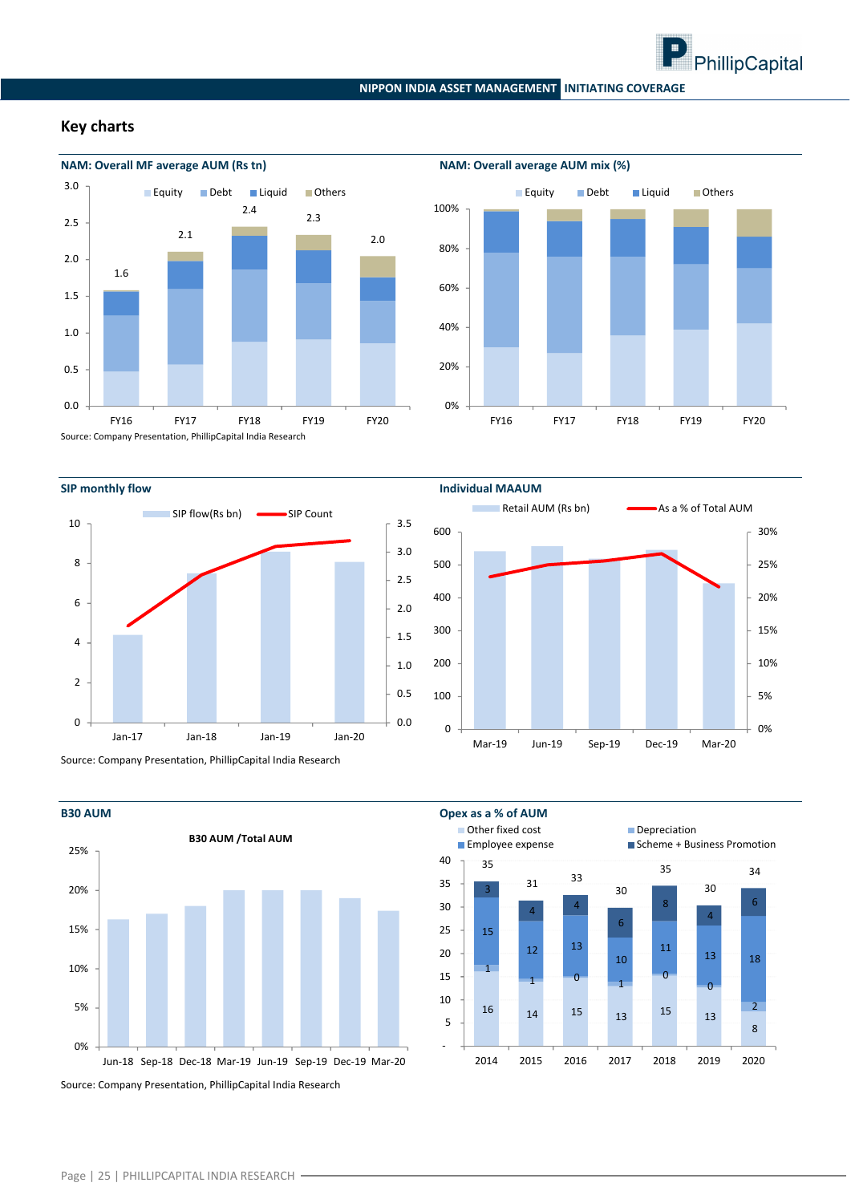## Key charts

**NAM: Overall MF average AUM (Rs tn)**

Legend: Equity, Debt, Liquid, Others

| | FY16 | FY17 | FY18 | FY19 | FY20 |
|---|---|---|---|---|---|
| Total | 1.6 | 2.1 | 2.4 | 2.3 | 2.0 |

**NAM: Overall average AUM mix (%)**

Legend: Equity, Debt, Liquid, Others

Source: Company Presentation, PhillipCapital India Research

**SIP monthly flow**

Legend: SIP flow(Rs bn), SIP Count

X-axis: Jan-17, Jan-18, Jan-19, Jan-20

**Individual MAAUM**

Legend: Retail AUM (Rs bn), As a % of Total AUM

X-axis: Mar-19, Jun-19, Sep-19, Dec-19, Mar-20

Source: Company Presentation, PhillipCapital India Research

**B30 AUM**

B30 AUM /Total AUM

X-axis: Jun-18, Sep-18, Dec-18, Mar-19, Jun-19, Sep-19, Dec-19, Mar-20

**Opex as a % of AUM**

| | 2014 | 2015 | 2016 | 2017 | 2018 | 2019 | 2020 |
|---|---|---|---|---|---|---|---|
| Other fixed cost | 16 | 14 | 15 | 13 | 15 | 13 | 8 |
| Depreciation | 1 | 1 | 0 | 1 | 0 | 0 | 2 |
| Employee expense | 15 | 12 | 13 | 10 | 11 | 13 | 18 |
| Scheme + Business Promotion | 3 | 4 | 4 | 6 | 8 | 4 | 6 |
| Total | 35 | 31 | 33 | 30 | 35 | 30 | 34 |

Source: Company Presentation, PhillipCapital India Research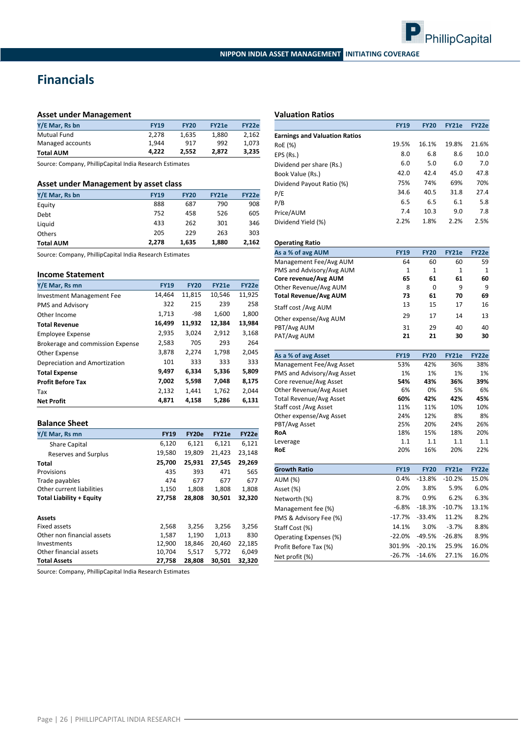# Financials

### Asset under Management

| Y/E Mar, Rs bn | FY19 | FY20 | FY21e | FY22e |
|---|---|---|---|---|
| Mutual Fund | 2,278 | 1,635 | 1,880 | 2,162 |
| Managed accounts | 1,944 | 917 | 992 | 1,073 |
| **Total AUM** | **4,222** | **2,552** | **2,872** | **3,235** |

Source: Company, PhillipCapital India Research Estimates

### Asset under Management by asset class

| Y/E Mar, Rs bn | FY19 | FY20 | FY21e | FY22e |
|---|---|---|---|---|
| Equity | 888 | 687 | 790 | 908 |
| Debt | 752 | 458 | 526 | 605 |
| Liquid | 433 | 262 | 301 | 346 |
| Others | 205 | 229 | 263 | 303 |
| **Total AUM** | **2,278** | **1,635** | **1,880** | **2,162** |

Source: Company, PhillipCapital India Research Estimates

### Income Statement

| Y/E Mar, Rs mn | FY19 | FY20 | FY21e | FY22e |
|---|---|---|---|---|
| Investment Management Fee | 14,464 | 11,815 | 10,546 | 11,925 |
| PMS and Advisory | 322 | 215 | 239 | 258 |
| Other Income | 1,713 | -98 | 1,600 | 1,800 |
| **Total Revenue** | **16,499** | **11,932** | **12,384** | **13,984** |
| Employee Expense | 2,935 | 3,024 | 2,912 | 3,168 |
| Brokerage and commission Expense | 2,583 | 705 | 293 | 264 |
| Other Expense | 3,878 | 2,274 | 1,798 | 2,045 |
| Depreciation and Amortization | 101 | 333 | 333 | 333 |
| **Total Expense** | **9,497** | **6,334** | **5,336** | **5,809** |
| **Profit Before Tax** | **7,002** | **5,598** | **7,048** | **8,175** |
| Tax | 2,132 | 1,441 | 1,762 | 2,044 |
| **Net Profit** | **4,871** | **4,158** | **5,286** | **6,131** |

### Balance Sheet

| Y/E Mar, Rs mn | FY19 | FY20e | FY21e | FY22e |
|---|---|---|---|---|
| Share Capital | 6,120 | 6,121 | 6,121 | 6,121 |
| Reserves and Surplus | 19,580 | 19,809 | 21,423 | 23,148 |
| **Total** | **25,700** | **25,931** | **27,545** | **29,269** |
| Provisions | 435 | 393 | 471 | 565 |
| Trade payables | 474 | 677 | 677 | 677 |
| Other current liabilities | 1,150 | 1,808 | 1,808 | 1,808 |
| **Total Liability + Equity** | **27,758** | **28,808** | **30,501** | **32,320** |
| | | | | |
| **Assets** | | | | |
| Fixed assets | 2,568 | 3,256 | 3,256 | 3,256 |
| Other non financial assets | 1,587 | 1,190 | 1,013 | 830 |
| Investments | 12,900 | 18,846 | 20,460 | 22,185 |
| Other financial assets | 10,704 | 5,517 | 5,772 | 6,049 |
| **Total Assets** | **27,758** | **28,808** | **30,501** | **32,320** |

Source: Company, PhillipCapital India Research Estimates

### Valuation Ratios

| | FY19 | FY20 | FY21e | FY22e |
|---|---|---|---|---|
| **Earnings and Valuation Ratios** | | | | |
| RoE (%) | 19.5% | 16.1% | 19.8% | 21.6% |
| EPS (Rs.) | 8.0 | 6.8 | 8.6 | 10.0 |
| Dividend per share (Rs.) | 6.0 | 5.0 | 6.0 | 7.0 |
| Book Value (Rs.) | 42.0 | 42.4 | 45.0 | 47.8 |
| Dividend Payout Ratio (%) | 75% | 74% | 69% | 70% |
| P/E | 34.6 | 40.5 | 31.8 | 27.4 |
| P/B | 6.5 | 6.5 | 6.1 | 5.8 |
| Price/AUM | 7.4 | 10.3 | 9.0 | 7.8 |
| Dividend Yield (%) | 2.2% | 1.8% | 2.2% | 2.5% |

### Operating Ratio

| As a % of avg AUM | FY19 | FY20 | FY21e | FY22e |
|---|---|---|---|---|
| Management Fee/Avg AUM | 64 | 60 | 60 | 59 |
| PMS and Advisory/Avg AUM | 1 | 1 | 1 | 1 |
| **Core revenue/Avg AUM** | **65** | **61** | **61** | **60** |
| Other Revenue/Avg AUM | 8 | 0 | 9 | 9 |
| **Total Revenue/Avg AUM** | **73** | **61** | **70** | **69** |
| Staff cost /Avg AUM | 13 | 15 | 17 | 16 |
| Other expense/Avg AUM | 29 | 17 | 14 | 13 |
| PBT/Avg AUM | 31 | 29 | 40 | 40 |
| PAT/Avg AUM | 21 | 21 | 30 | 30 |

| As a % of avg Asset | FY19 | FY20 | FY21e | FY22e |
|---|---|---|---|---|
| Management Fee/Avg Asset | 53% | 42% | 36% | 38% |
| PMS and Advisory/Avg Asset | 1% | 1% | 1% | 1% |
| Core revenue/Avg Asset | **54%** | **43%** | **36%** | **39%** |
| Other Revenue/Avg Asset | 6% | 0% | 5% | 6% |
| Total Revenue/Avg Asset | **60%** | **42%** | **42%** | **45%** |
| Staff cost /Avg Asset | 11% | 11% | 10% | 10% |
| Other expense/Avg Asset | 24% | 12% | 8% | 8% |
| PBT/Avg Asset | 25% | 20% | 24% | 26% |
| **RoA** | 18% | 15% | 18% | 20% |
| Leverage | 1.1 | 1.1 | 1.1 | 1.1 |
| **RoE** | 20% | 16% | 20% | 22% |

| Growth Ratio | FY19 | FY20 | FY21e | FY22e |
|---|---|---|---|---|
| AUM (%) | 0.4% | -13.8% | -10.2% | 15.0% |
| Asset (%) | 2.0% | 3.8% | 5.9% | 6.0% |
| Networth (%) | 8.7% | 0.9% | 6.2% | 6.3% |
| Management fee (%) | -6.8% | -18.3% | -10.7% | 13.1% |
| PMS & Advisory Fee (%) | -17.7% | -33.4% | 11.2% | 8.2% |
| Staff Cost (%) | 14.1% | 3.0% | -3.7% | 8.8% |
| Operating Expenses (%) | -22.0% | -49.5% | -26.8% | 8.9% |
| Profit Before Tax (%) | 301.9% | -20.1% | 25.9% | 16.0% |
| Net profit (%) | -26.7% | -14.6% | 27.1% | 16.0% |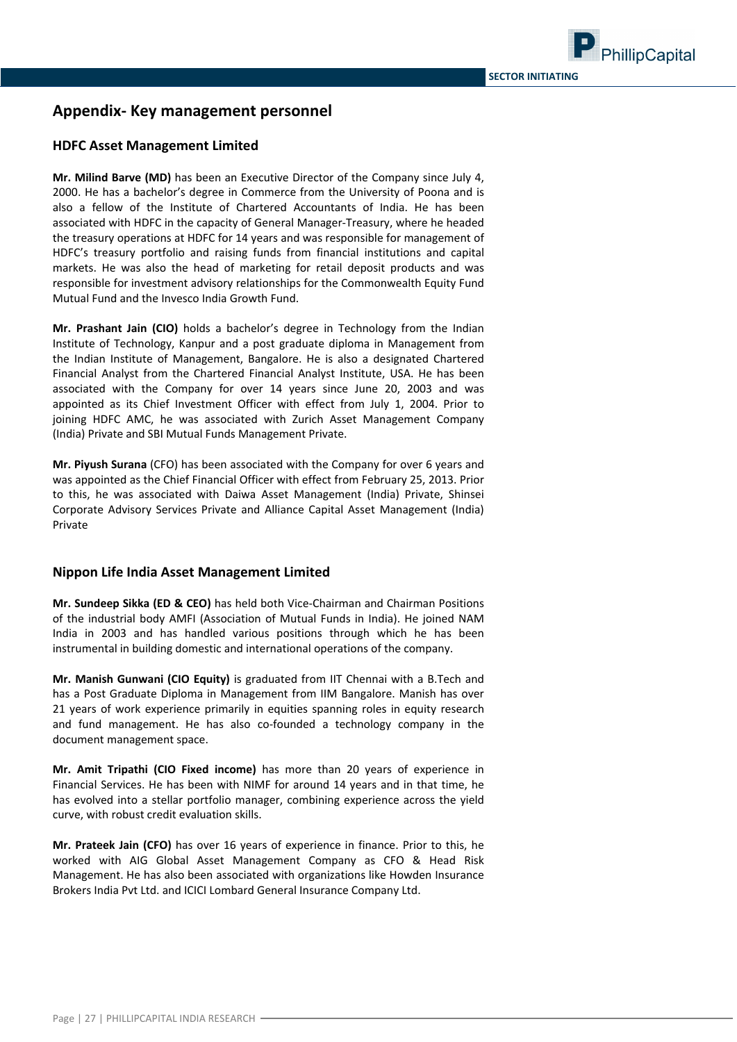## Appendix- Key management personnel

### HDFC Asset Management Limited

**Mr. Milind Barve (MD)** has been an Executive Director of the Company since July 4, 2000. He has a bachelor's degree in Commerce from the University of Poona and is also a fellow of the Institute of Chartered Accountants of India. He has been associated with HDFC in the capacity of General Manager-Treasury, where he headed the treasury operations at HDFC for 14 years and was responsible for management of HDFC's treasury portfolio and raising funds from financial institutions and capital markets. He was also the head of marketing for retail deposit products and was responsible for investment advisory relationships for the Commonwealth Equity Fund Mutual Fund and the Invesco India Growth Fund.

**Mr. Prashant Jain (CIO)** holds a bachelor's degree in Technology from the Indian Institute of Technology, Kanpur and a post graduate diploma in Management from the Indian Institute of Management, Bangalore. He is also a designated Chartered Financial Analyst from the Chartered Financial Analyst Institute, USA. He has been associated with the Company for over 14 years since June 20, 2003 and was appointed as its Chief Investment Officer with effect from July 1, 2004. Prior to joining HDFC AMC, he was associated with Zurich Asset Management Company (India) Private and SBI Mutual Funds Management Private.

**Mr. Piyush Surana** (CFO) has been associated with the Company for over 6 years and was appointed as the Chief Financial Officer with effect from February 25, 2013. Prior to this, he was associated with Daiwa Asset Management (India) Private, Shinsei Corporate Advisory Services Private and Alliance Capital Asset Management (India) Private

### Nippon Life India Asset Management Limited

**Mr. Sundeep Sikka (ED & CEO)** has held both Vice-Chairman and Chairman Positions of the industrial body AMFI (Association of Mutual Funds in India). He joined NAM India in 2003 and has handled various positions through which he has been instrumental in building domestic and international operations of the company.

**Mr. Manish Gunwani (CIO Equity)** is graduated from IIT Chennai with a B.Tech and has a Post Graduate Diploma in Management from IIM Bangalore. Manish has over 21 years of work experience primarily in equities spanning roles in equity research and fund management. He has also co-founded a technology company in the document management space.

**Mr. Amit Tripathi (CIO Fixed income)** has more than 20 years of experience in Financial Services. He has been with NIMF for around 14 years and in that time, he has evolved into a stellar portfolio manager, combining experience across the yield curve, with robust credit evaluation skills.

**Mr. Prateek Jain (CFO)** has over 16 years of experience in finance. Prior to this, he worked with AIG Global Asset Management Company as CFO & Head Risk Management. He has also been associated with organizations like Howden Insurance Brokers India Pvt Ltd. and ICICI Lombard General Insurance Company Ltd.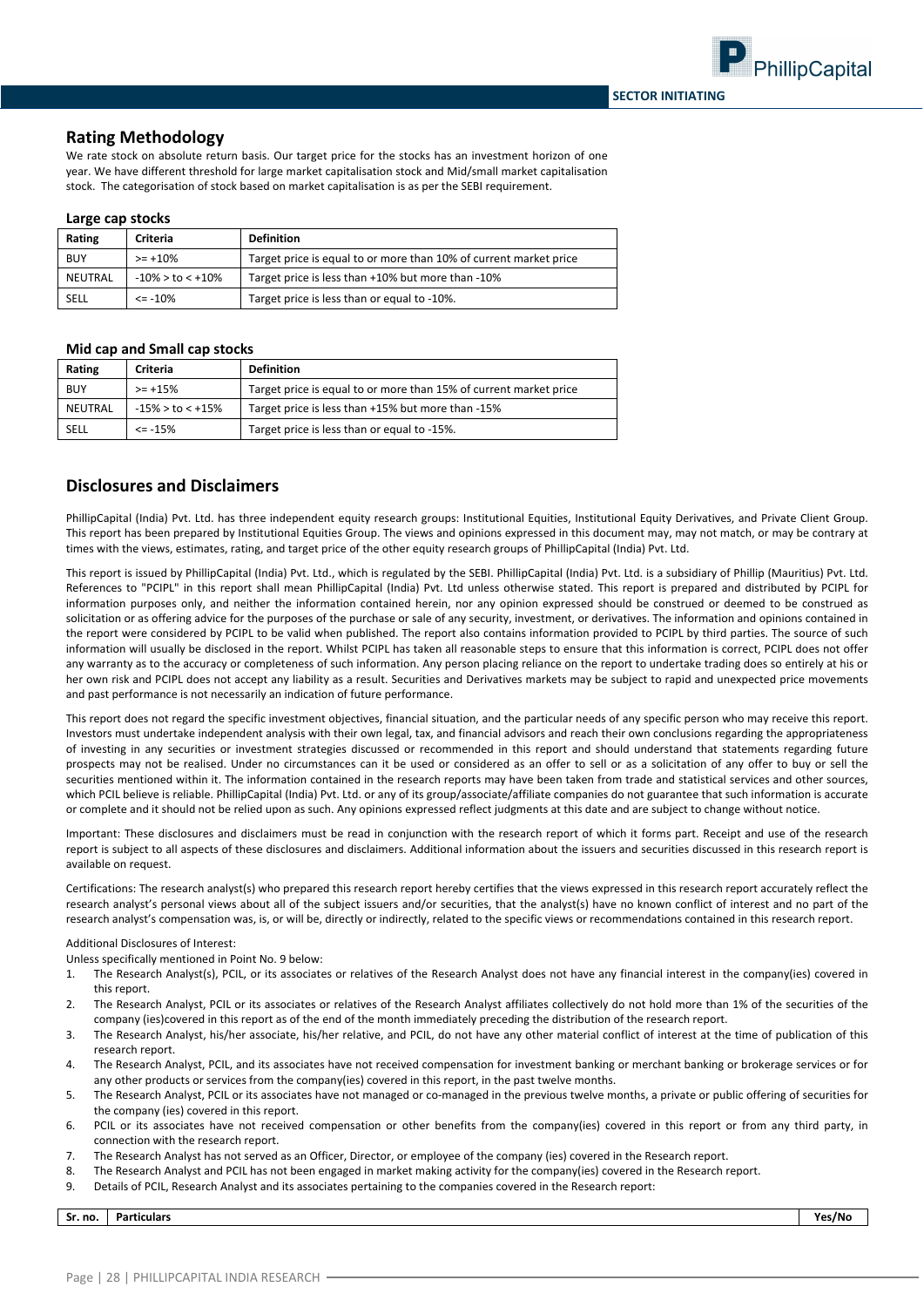## Rating Methodology

We rate stock on absolute return basis. Our target price for the stocks has an investment horizon of one year. We have different threshold for large market capitalisation stock and Mid/small market capitalisation stock. The categorisation of stock based on market capitalisation is as per the SEBI requirement.

### Large cap stocks

| Rating | Criteria | Definition |
|---|---|---|
| BUY | >= +10% | Target price is equal to or more than 10% of current market price |
| NEUTRAL | -10% > to < +10% | Target price is less than +10% but more than -10% |
| SELL | <= -10% | Target price is less than or equal to -10%. |

### Mid cap and Small cap stocks

| Rating | Criteria | Definition |
|---|---|---|
| BUY | >= +15% | Target price is equal to or more than 15% of current market price |
| NEUTRAL | -15% > to < +15% | Target price is less than +15% but more than -15% |
| SELL | <= -15% | Target price is less than or equal to -15%. |

## Disclosures and Disclaimers

PhillipCapital (India) Pvt. Ltd. has three independent equity research groups: Institutional Equities, Institutional Equity Derivatives, and Private Client Group. This report has been prepared by Institutional Equities Group. The views and opinions expressed in this document may, may not match, or may be contrary at times with the views, estimates, rating, and target price of the other equity research groups of PhillipCapital (India) Pvt. Ltd.

This report is issued by PhillipCapital (India) Pvt. Ltd., which is regulated by the SEBI. PhillipCapital (India) Pvt. Ltd. is a subsidiary of Phillip (Mauritius) Pvt. Ltd. References to "PCIPL" in this report shall mean PhillipCapital (India) Pvt. Ltd unless otherwise stated. This report is prepared and distributed by PCIPL for information purposes only, and neither the information contained herein, nor any opinion expressed should be construed or deemed to be construed as solicitation or as offering advice for the purposes of the purchase or sale of any security, investment, or derivatives. The information and opinions contained in the report were considered by PCIPL to be valid when published. The report also contains information provided to PCIPL by third parties. The source of such information will usually be disclosed in the report. Whilst PCIPL has taken all reasonable steps to ensure that this information is correct, PCIPL does not offer any warranty as to the accuracy or completeness of such information. Any person placing reliance on the report to undertake trading does so entirely at his or her own risk and PCIPL does not accept any liability as a result. Securities and Derivatives markets may be subject to rapid and unexpected price movements and past performance is not necessarily an indication of future performance.

This report does not regard the specific investment objectives, financial situation, and the particular needs of any specific person who may receive this report. Investors must undertake independent analysis with their own legal, tax, and financial advisors and reach their own conclusions regarding the appropriateness of investing in any securities or investment strategies discussed or recommended in this report and should understand that statements regarding future prospects may not be realised. Under no circumstances can it be used or considered as an offer to sell or as a solicitation of any offer to buy or sell the securities mentioned within it. The information contained in the research reports may have been taken from trade and statistical services and other sources, which PCIL believe is reliable. PhillipCapital (India) Pvt. Ltd. or any of its group/associate/affiliate companies do not guarantee that such information is accurate or complete and it should not be relied upon as such. Any opinions expressed reflect judgments at this date and are subject to change without notice.

Important: These disclosures and disclaimers must be read in conjunction with the research report of which it forms part. Receipt and use of the research report is subject to all aspects of these disclosures and disclaimers. Additional information about the issuers and securities discussed in this research report is available on request.

Certifications: The research analyst(s) who prepared this research report hereby certifies that the views expressed in this research report accurately reflect the research analyst's personal views about all of the subject issuers and/or securities, that the analyst(s) have no known conflict of interest and no part of the research analyst's compensation was, is, or will be, directly or indirectly, related to the specific views or recommendations contained in this research report.

Additional Disclosures of Interest:
Unless specifically mentioned in Point No. 9 below:

1. The Research Analyst(s), PCIL, or its associates or relatives of the Research Analyst does not have any financial interest in the company(ies) covered in this report.
2. The Research Analyst, PCIL or its associates or relatives of the Research Analyst affiliates collectively do not hold more than 1% of the securities of the company (ies)covered in this report as of the end of the month immediately preceding the distribution of the research report.
3. The Research Analyst, his/her associate, his/her relative, and PCIL, do not have any other material conflict of interest at the time of publication of this research report.
4. The Research Analyst, PCIL, and its associates have not received compensation for investment banking or merchant banking or brokerage services or for any other products or services from the company(ies) covered in this report, in the past twelve months.
5. The Research Analyst, PCIL or its associates have not managed or co-managed in the previous twelve months, a private or public offering of securities for the company (ies) covered in this report.
6. PCIL or its associates have not received compensation or other benefits from the company(ies) covered in this report or from any third party, in connection with the research report.
7. The Research Analyst has not served as an Officer, Director, or employee of the company (ies) covered in the Research report.
8. The Research Analyst and PCIL has not been engaged in market making activity for the company(ies) covered in the Research report.
9. Details of PCIL, Research Analyst and its associates pertaining to the companies covered in the Research report:

| Sr. no. | Particulars | Yes/No |
|---|---|---|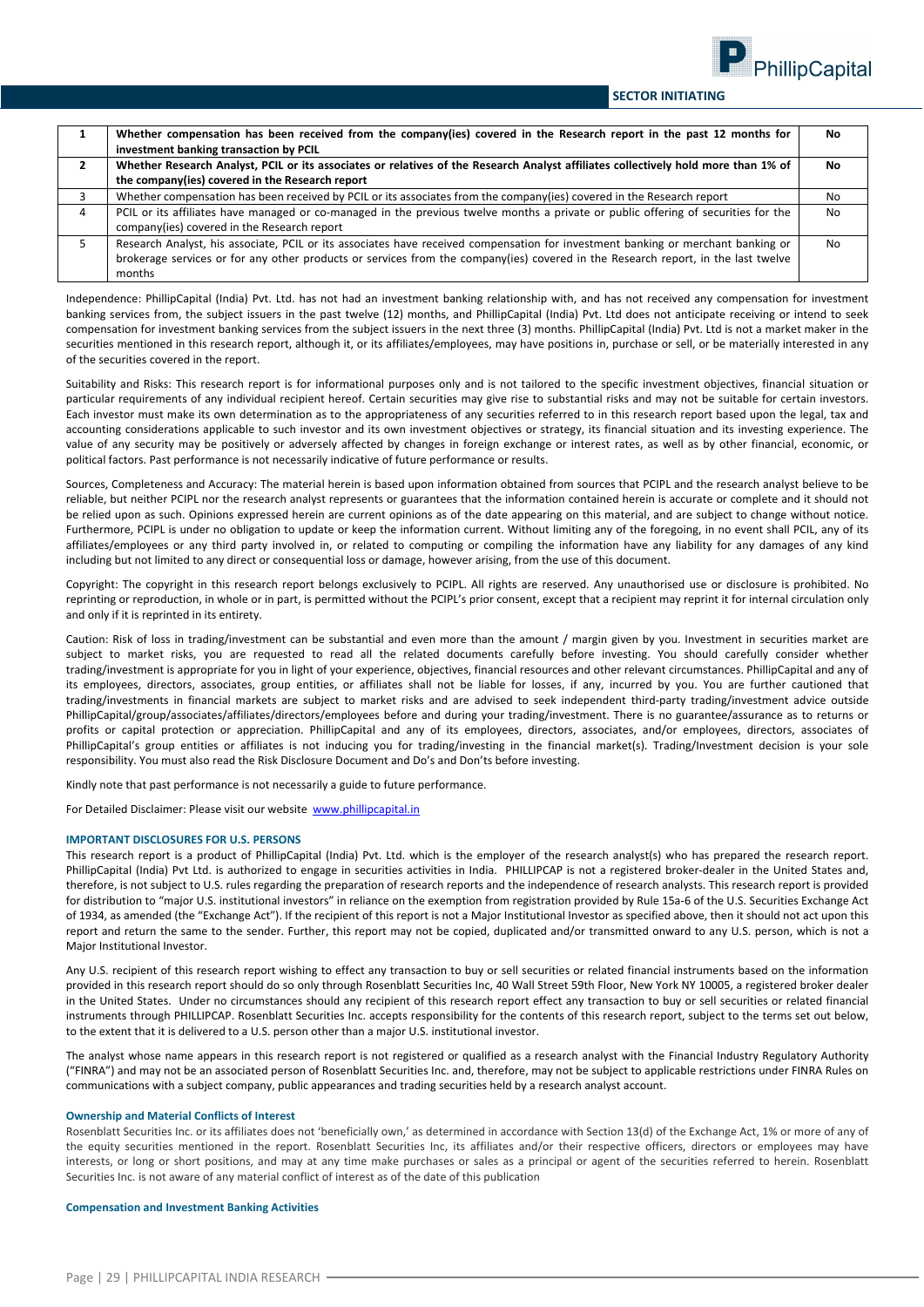| | | |
|---|---|---|
| **1** | **Whether compensation has been received from the company(ies) covered in the Research report in the past 12 months for investment banking transaction by PCIL** | **No** |
| **2** | **Whether Research Analyst, PCIL or its associates or relatives of the Research Analyst affiliates collectively hold more than 1% of the company(ies) covered in the Research report** | **No** |
| 3 | Whether compensation has been received by PCIL or its associates from the company(ies) covered in the Research report | No |
| 4 | PCIL or its affiliates have managed or co-managed in the previous twelve months a private or public offering of securities for the company(ies) covered in the Research report | No |
| 5 | Research Analyst, his associate, PCIL or its associates have received compensation for investment banking or merchant banking or brokerage services or for any other products or services from the company(ies) covered in the Research report, in the last twelve months | No |

Independence: PhillipCapital (India) Pvt. Ltd. has not had an investment banking relationship with, and has not received any compensation for investment banking services from, the subject issuers in the past twelve (12) months, and PhillipCapital (India) Pvt. Ltd does not anticipate receiving or intend to seek compensation for investment banking services from the subject issuers in the next three (3) months. PhillipCapital (India) Pvt. Ltd is not a market maker in the securities mentioned in this research report, although it, or its affiliates/employees, may have positions in, purchase or sell, or be materially interested in any of the securities covered in the report.

Suitability and Risks: This research report is for informational purposes only and is not tailored to the specific investment objectives, financial situation or particular requirements of any individual recipient hereof. Certain securities may give rise to substantial risks and may not be suitable for certain investors. Each investor must make its own determination as to the appropriateness of any securities referred to in this research report based upon the legal, tax and accounting considerations applicable to such investor and its own investment objectives or strategy, its financial situation and its investing experience. The value of any security may be positively or adversely affected by changes in foreign exchange or interest rates, as well as by other financial, economic, or political factors. Past performance is not necessarily indicative of future performance or results.

Sources, Completeness and Accuracy: The material herein is based upon information obtained from sources that PCIPL and the research analyst believe to be reliable, but neither PCIPL nor the research analyst represents or guarantees that the information contained herein is accurate or complete and it should not be relied upon as such. Opinions expressed herein are current opinions as of the date appearing on this material, and are subject to change without notice. Furthermore, PCIPL is under no obligation to update or keep the information current. Without limiting any of the foregoing, in no event shall PCIL, any of its affiliates/employees or any third party involved in, or related to computing or compiling the information have any liability for any damages of any kind including but not limited to any direct or consequential loss or damage, however arising, from the use of this document.

Copyright: The copyright in this research report belongs exclusively to PCIPL. All rights are reserved. Any unauthorised use or disclosure is prohibited. No reprinting or reproduction, in whole or in part, is permitted without the PCIPL's prior consent, except that a recipient may reprint it for internal circulation only and only if it is reprinted in its entirety.

Caution: Risk of loss in trading/investment can be substantial and even more than the amount / margin given by you. Investment in securities market are subject to market risks, you are requested to read all the related documents carefully before investing. You should carefully consider whether trading/investment is appropriate for you in light of your experience, objectives, financial resources and other relevant circumstances. PhillipCapital and any of its employees, directors, associates, group entities, or affiliates shall not be liable for losses, if any, incurred by you. You are further cautioned that trading/investments in financial markets are subject to market risks and are advised to seek independent third-party trading/investment advice outside PhillipCapital/group/associates/affiliates/directors/employees before and during your trading/investment. There is no guarantee/assurance as to returns or profits or capital protection or appreciation. PhillipCapital and any of its employees, directors, associates, and/or employees, directors, associates of PhillipCapital's group entities or affiliates is not inducing you for trading/investing in the financial market(s). Trading/Investment decision is your sole responsibility. You must also read the Risk Disclosure Document and Do's and Don'ts before investing.

Kindly note that past performance is not necessarily a guide to future performance.

For Detailed Disclaimer: Please visit our website [www.phillipcapital.in](www.phillipcapital.in)

#### IMPORTANT DISCLOSURES FOR U.S. PERSONS

This research report is a product of PhillipCapital (India) Pvt. Ltd. which is the employer of the research analyst(s) who has prepared the research report. PhillipCapital (India) Pvt Ltd. is authorized to engage in securities activities in India. PHILLIPCAP is not a registered broker-dealer in the United States and, therefore, is not subject to U.S. rules regarding the preparation of research reports and the independence of research analysts. This research report is provided for distribution to "major U.S. institutional investors" in reliance on the exemption from registration provided by Rule 15a-6 of the U.S. Securities Exchange Act of 1934, as amended (the "Exchange Act"). If the recipient of this report is not a Major Institutional Investor as specified above, then it should not act upon this report and return the same to the sender. Further, this report may not be copied, duplicated and/or transmitted onward to any U.S. person, which is not a Major Institutional Investor.

Any U.S. recipient of this research report wishing to effect any transaction to buy or sell securities or related financial instruments based on the information provided in this research report should do so only through Rosenblatt Securities Inc, 40 Wall Street 59th Floor, New York NY 10005, a registered broker dealer in the United States. Under no circumstances should any recipient of this research report effect any transaction to buy or sell securities or related financial instruments through PHILLIPCAP. Rosenblatt Securities Inc. accepts responsibility for the contents of this research report, subject to the terms set out below, to the extent that it is delivered to a U.S. person other than a major U.S. institutional investor.

The analyst whose name appears in this research report is not registered or qualified as a research analyst with the Financial Industry Regulatory Authority ("FINRA") and may not be an associated person of Rosenblatt Securities Inc. and, therefore, may not be subject to applicable restrictions under FINRA Rules on communications with a subject company, public appearances and trading securities held by a research analyst account.

#### Ownership and Material Conflicts of Interest

Rosenblatt Securities Inc. or its affiliates does not 'beneficially own,' as determined in accordance with Section 13(d) of the Exchange Act, 1% or more of any of the equity securities mentioned in the report. Rosenblatt Securities Inc, its affiliates and/or their respective officers, directors or employees may have interests, or long or short positions, and may at any time make purchases or sales as a principal or agent of the securities referred to herein. Rosenblatt Securities Inc. is not aware of any material conflict of interest as of the date of this publication

#### Compensation and Investment Banking Activities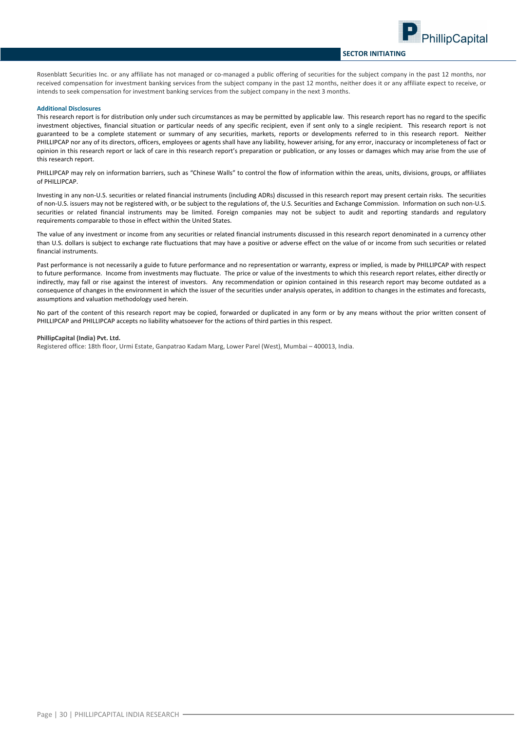Rosenblatt Securities Inc. or any affiliate has not managed or co-managed a public offering of securities for the subject company in the past 12 months, nor received compensation for investment banking services from the subject company in the past 12 months, neither does it or any affiliate expect to receive, or intends to seek compensation for investment banking services from the subject company in the next 3 months.

**Additional Disclosures**

This research report is for distribution only under such circumstances as may be permitted by applicable law. This research report has no regard to the specific investment objectives, financial situation or particular needs of any specific recipient, even if sent only to a single recipient. This research report is not guaranteed to be a complete statement or summary of any securities, markets, reports or developments referred to in this research report. Neither PHILLIPCAP nor any of its directors, officers, employees or agents shall have any liability, however arising, for any error, inaccuracy or incompleteness of fact or opinion in this research report or lack of care in this research report's preparation or publication, or any losses or damages which may arise from the use of this research report.

PHILLIPCAP may rely on information barriers, such as "Chinese Walls" to control the flow of information within the areas, units, divisions, groups, or affiliates of PHILLIPCAP.

Investing in any non-U.S. securities or related financial instruments (including ADRs) discussed in this research report may present certain risks. The securities of non-U.S. issuers may not be registered with, or be subject to the regulations of, the U.S. Securities and Exchange Commission. Information on such non-U.S. securities or related financial instruments may be limited. Foreign companies may not be subject to audit and reporting standards and regulatory requirements comparable to those in effect within the United States.

The value of any investment or income from any securities or related financial instruments discussed in this research report denominated in a currency other than U.S. dollars is subject to exchange rate fluctuations that may have a positive or adverse effect on the value of or income from such securities or related financial instruments.

Past performance is not necessarily a guide to future performance and no representation or warranty, express or implied, is made by PHILLIPCAP with respect to future performance. Income from investments may fluctuate. The price or value of the investments to which this research report relates, either directly or indirectly, may fall or rise against the interest of investors. Any recommendation or opinion contained in this research report may become outdated as a consequence of changes in the environment in which the issuer of the securities under analysis operates, in addition to changes in the estimates and forecasts, assumptions and valuation methodology used herein.

No part of the content of this research report may be copied, forwarded or duplicated in any form or by any means without the prior written consent of PHILLIPCAP and PHILLIPCAP accepts no liability whatsoever for the actions of third parties in this respect.

**PhillipCapital (India) Pvt. Ltd.**

Registered office: 18th floor, Urmi Estate, Ganpatrao Kadam Marg, Lower Parel (West), Mumbai – 400013, India.